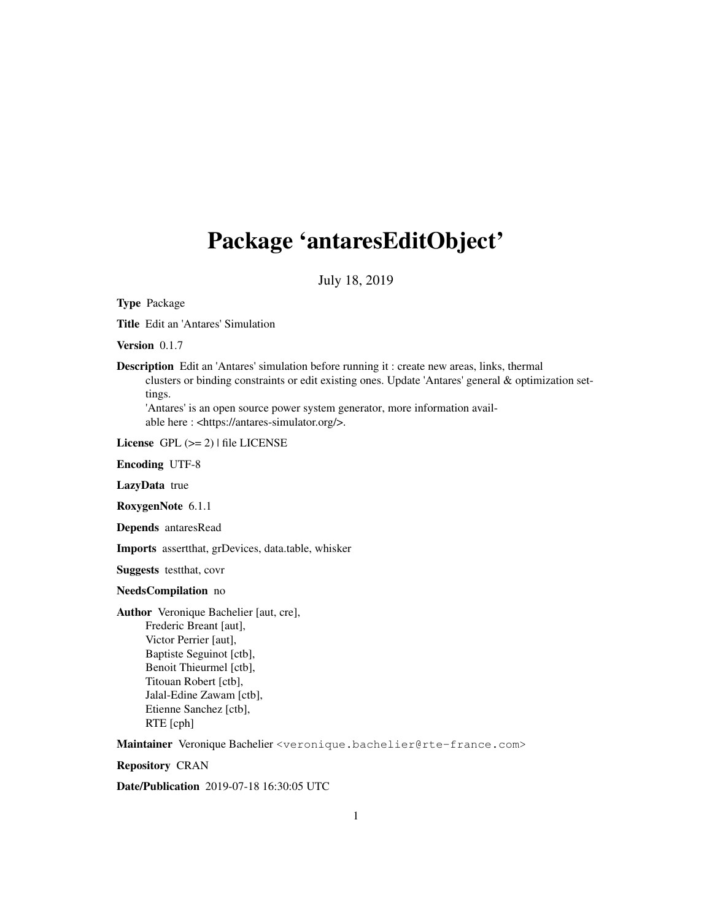# Package 'antaresEditObject'

July 18, 2019

**Type** Package

**Title** Edit an 'Antares' Simulation

**Version** 0.1.7

**Description** Edit an 'Antares' simulation before running it : create new areas, links, thermal clusters or binding constraints or edit existing ones. Update 'Antares' general & optimization settings.
'Antares' is an open source power system generator, more information available here : <https://antares-simulator.org/>.

**License** GPL (>= 2) | file LICENSE

**Encoding** UTF-8

**LazyData** true

**RoxygenNote** 6.1.1

**Depends** antaresRead

**Imports** assertthat, grDevices, data.table, whisker

**Suggests** testthat, covr

**NeedsCompilation** no

**Author** Veronique Bachelier [aut, cre],
Frederic Breant [aut],
Victor Perrier [aut],
Baptiste Seguinot [ctb],
Benoit Thieurmel [ctb],
Titouan Robert [ctb],
Jalal-Edine Zawam [ctb],
Etienne Sanchez [ctb],
RTE [cph]

**Maintainer** Veronique Bachelier <veronique.bachelier@rte-france.com>

**Repository** CRAN

**Date/Publication** 2019-07-18 16:30:05 UTC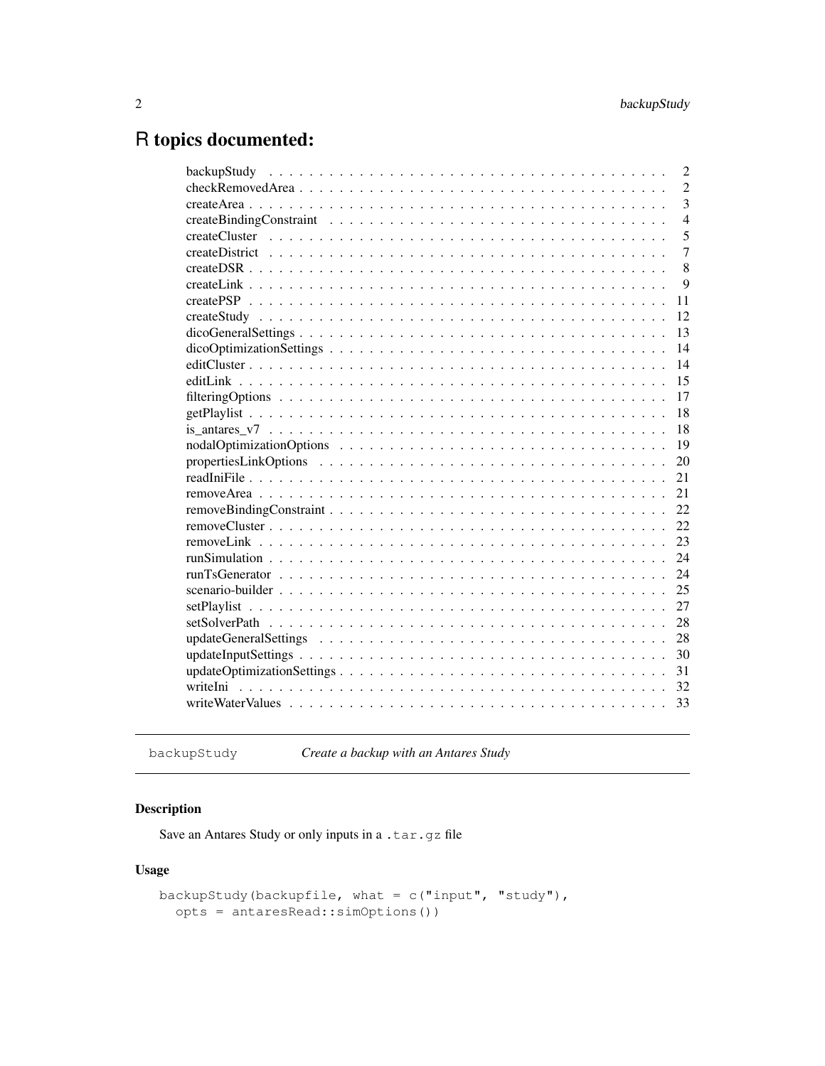# R topics documented:

| | |
|---|---|
| backupStudy | 2 |
| checkRemovedArea | 2 |
| createArea | 3 |
| createBindingConstraint | 4 |
| createCluster | 5 |
| createDistrict | 7 |
| createDSR | 8 |
| createLink | 9 |
| createPSP | 11 |
| createStudy | 12 |
| dicoGeneralSettings | 13 |
| dicoOptimizationSettings | 14 |
| editCluster | 14 |
| editLink | 15 |
| filteringOptions | 17 |
| getPlaylist | 18 |
| is_antares_v7 | 18 |
| nodalOptimizationOptions | 19 |
| propertiesLinkOptions | 20 |
| readIniFile | 21 |
| removeArea | 21 |
| removeBindingConstraint | 22 |
| removeCluster | 22 |
| removeLink | 23 |
| runSimulation | 24 |
| runTsGenerator | 24 |
| scenario-builder | 25 |
| setPlaylist | 27 |
| setSolverPath | 28 |
| updateGeneralSettings | 28 |
| updateInputSettings | 30 |
| updateOptimizationSettings | 31 |
| writeIni | 32 |
| writeWaterValues | 33 |

---

`backupStudy` *Create a backup with an Antares Study*

---

### Description

Save an Antares Study or only inputs in a `.tar.gz` file

### Usage

```
backupStudy(backupfile, what = c("input", "study"),
  opts = antaresRead::simOptions())
```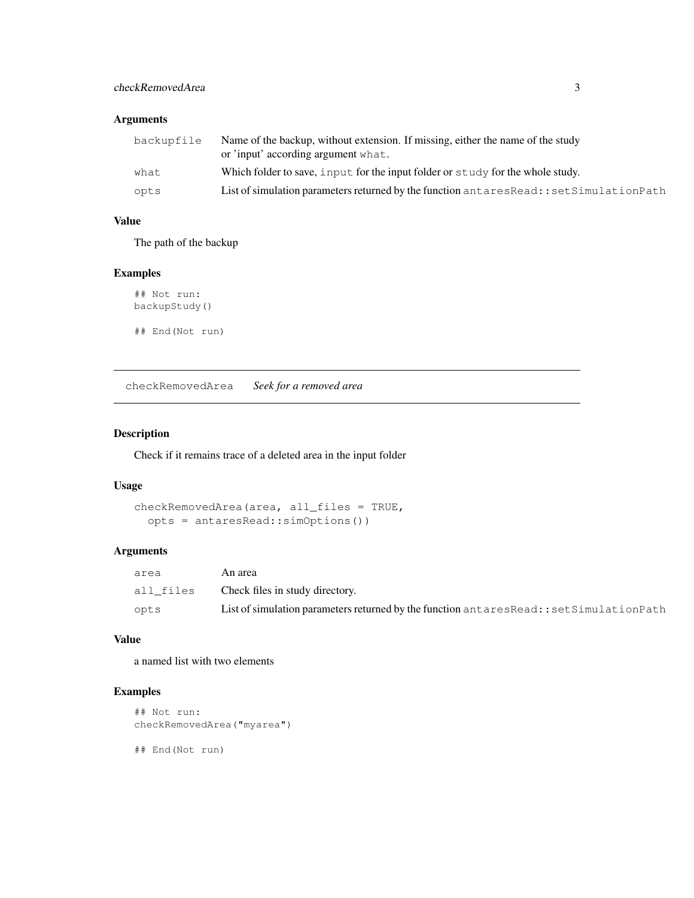### Arguments

| | |
|---|---|
| backupfile | Name of the backup, without extension. If missing, either the name of the study or 'input' according argument `what`. |
| what | Which folder to save, `input` for the input folder or `study` for the whole study. |
| opts | List of simulation parameters returned by the function `antaresRead::setSimulationPath` |

### Value

The path of the backup

### Examples

```
## Not run:
backupStudy()

## End(Not run)
```

---

## checkRemovedArea *Seek for a removed area*

---

### Description

Check if it remains trace of a deleted area in the input folder

### Usage

```
checkRemovedArea(area, all_files = TRUE,
  opts = antaresRead::simOptions())
```

### Arguments

| | |
|---|---|
| area | An area |
| all_files | Check files in study directory. |
| opts | List of simulation parameters returned by the function `antaresRead::setSimulationPath` |

### Value

a named list with two elements

### Examples

```
## Not run:
checkRemovedArea("myarea")

## End(Not run)
```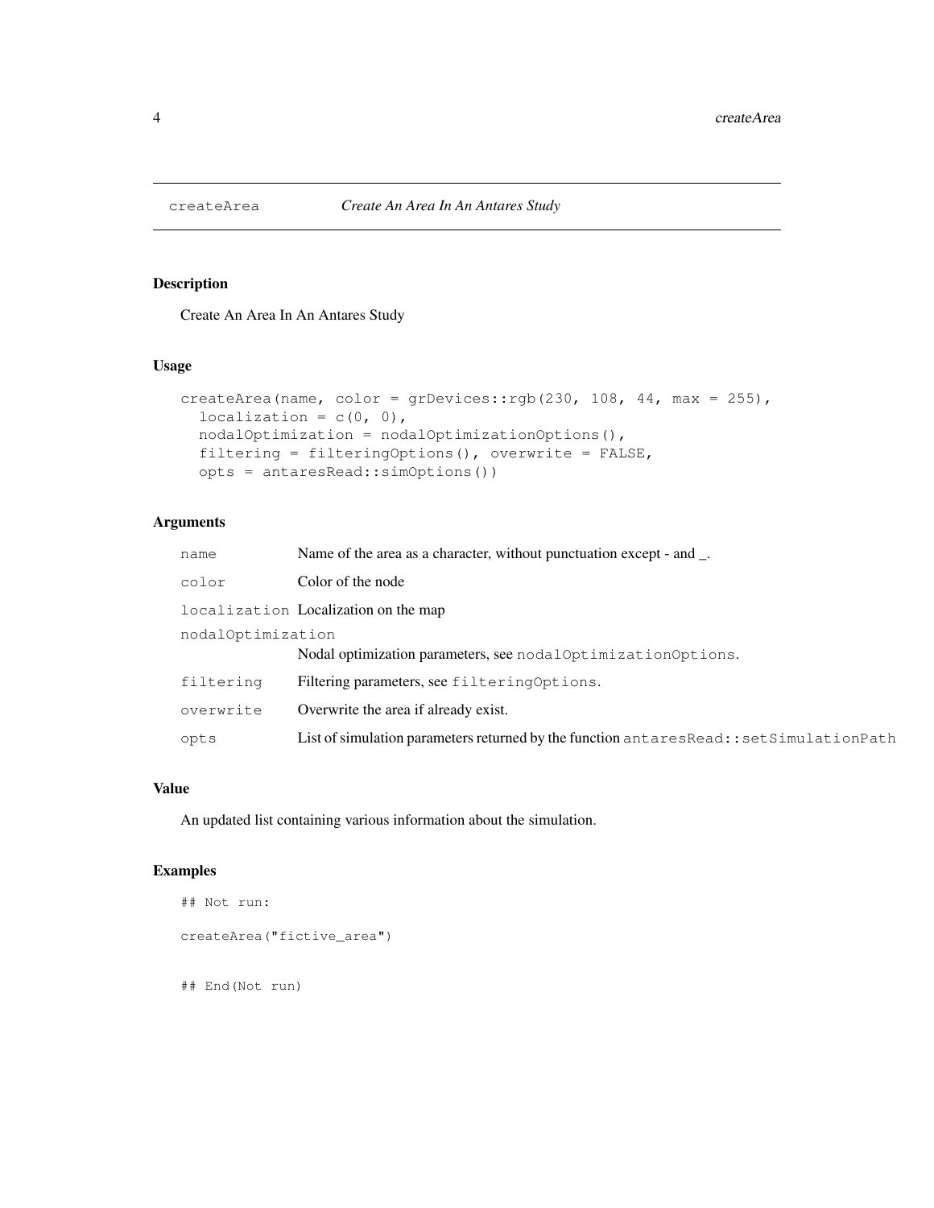## createArea *Create An Area In An Antares Study*

### Description

Create An Area In An Antares Study

### Usage

```
createArea(name, color = grDevices::rgb(230, 108, 44, max = 255),
  localization = c(0, 0),
  nodalOptimization = nodalOptimizationOptions(),
  filtering = filteringOptions(), overwrite = FALSE,
  opts = antaresRead::simOptions())
```

### Arguments

| Argument | Description |
|---|---|
| `name` | Name of the area as a character, without punctuation except - and _. |
| `color` | Color of the node |
| `localization` | Localization on the map |
| `nodalOptimization` | Nodal optimization parameters, see `nodalOptimizationOptions`. |
| `filtering` | Filtering parameters, see `filteringOptions`. |
| `overwrite` | Overwrite the area if already exist. |
| `opts` | List of simulation parameters returned by the function `antaresRead::setSimulationPath` |

### Value

An updated list containing various information about the simulation.

### Examples

```
## Not run:

createArea("fictive_area")


## End(Not run)
```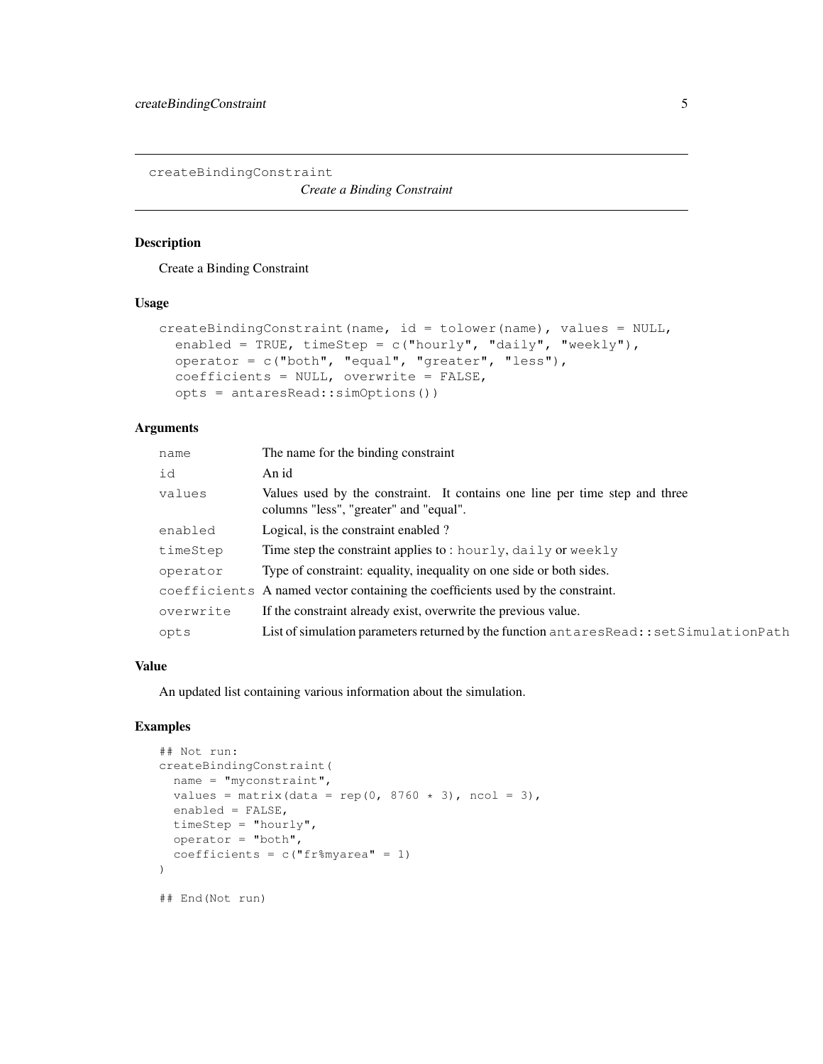## createBindingConstraint

*Create a Binding Constraint*

### Description

Create a Binding Constraint

### Usage

```
createBindingConstraint(name, id = tolower(name), values = NULL,
  enabled = TRUE, timeStep = c("hourly", "daily", "weekly"),
  operator = c("both", "equal", "greater", "less"),
  coefficients = NULL, overwrite = FALSE,
  opts = antaresRead::simOptions())
```

### Arguments

| | |
|---|---|
| `name` | The name for the binding constraint |
| `id` | An id |
| `values` | Values used by the constraint. It contains one line per time step and three columns "less", "greater" and "equal". |
| `enabled` | Logical, is the constraint enabled ? |
| `timeStep` | Time step the constraint applies to : `hourly`, `daily` or `weekly` |
| `operator` | Type of constraint: equality, inequality on one side or both sides. |
| `coefficients` | A named vector containing the coefficients used by the constraint. |
| `overwrite` | If the constraint already exist, overwrite the previous value. |
| `opts` | List of simulation parameters returned by the function `antaresRead::setSimulationPath` |

### Value

An updated list containing various information about the simulation.

### Examples

```
## Not run:
createBindingConstraint(
  name = "myconstraint",
  values = matrix(data = rep(0, 8760 * 3), ncol = 3),
  enabled = FALSE,
  timeStep = "hourly",
  operator = "both",
  coefficients = c("fr%myarea" = 1)
)

## End(Not run)
```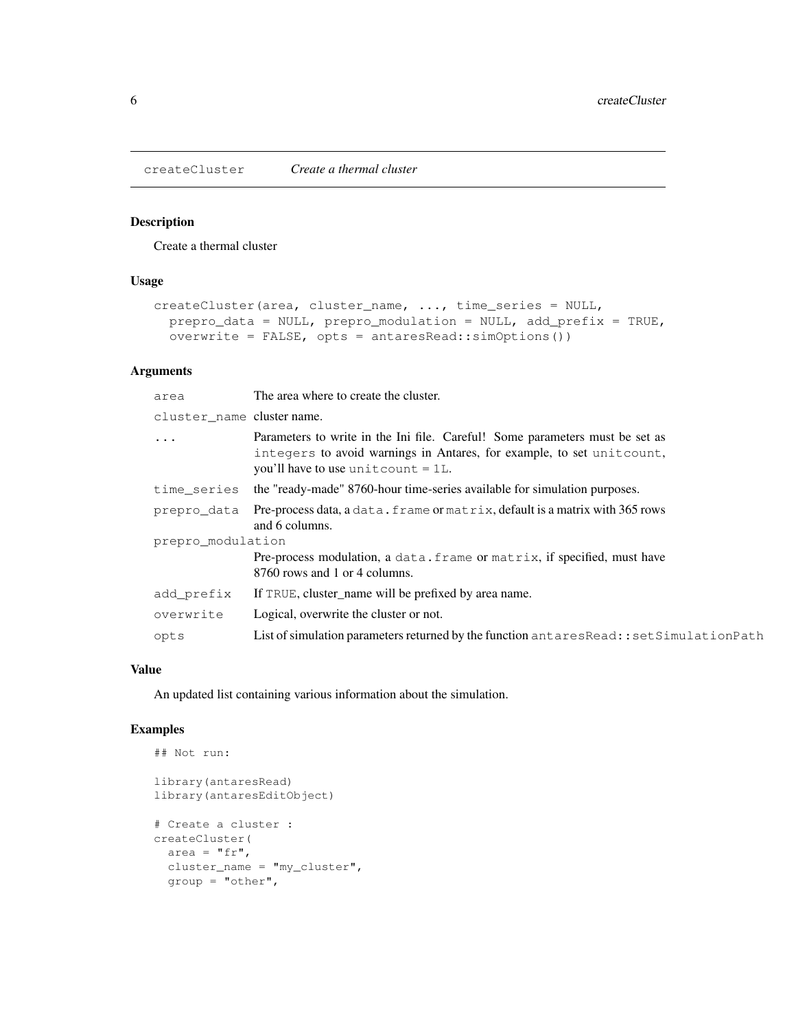## createCluster *Create a thermal cluster*

### Description

Create a thermal cluster

### Usage

```
createCluster(area, cluster_name, ..., time_series = NULL,
  prepro_data = NULL, prepro_modulation = NULL, add_prefix = TRUE,
  overwrite = FALSE, opts = antaresRead::simOptions())
```

### Arguments

| | |
|---|---|
| `area` | The area where to create the cluster. |
| `cluster_name` | cluster name. |
| `...` | Parameters to write in the Ini file. Careful! Some parameters must be set as `integers` to avoid warnings in Antares, for example, to set `unitcount`, you'll have to use `unitcount = 1L`. |
| `time_series` | the "ready-made" 8760-hour time-series available for simulation purposes. |
| `prepro_data` | Pre-process data, a `data.frame` or `matrix`, default is a matrix with 365 rows and 6 columns. |
| `prepro_modulation` | Pre-process modulation, a `data.frame` or `matrix`, if specified, must have 8760 rows and 1 or 4 columns. |
| `add_prefix` | If `TRUE`, cluster_name will be prefixed by area name. |
| `overwrite` | Logical, overwrite the cluster or not. |
| `opts` | List of simulation parameters returned by the function `antaresRead::setSimulationPath` |

### Value

An updated list containing various information about the simulation.

### Examples

```
## Not run:

library(antaresRead)
library(antaresEditObject)

# Create a cluster :
createCluster(
  area = "fr",
  cluster_name = "my_cluster",
  group = "other",
```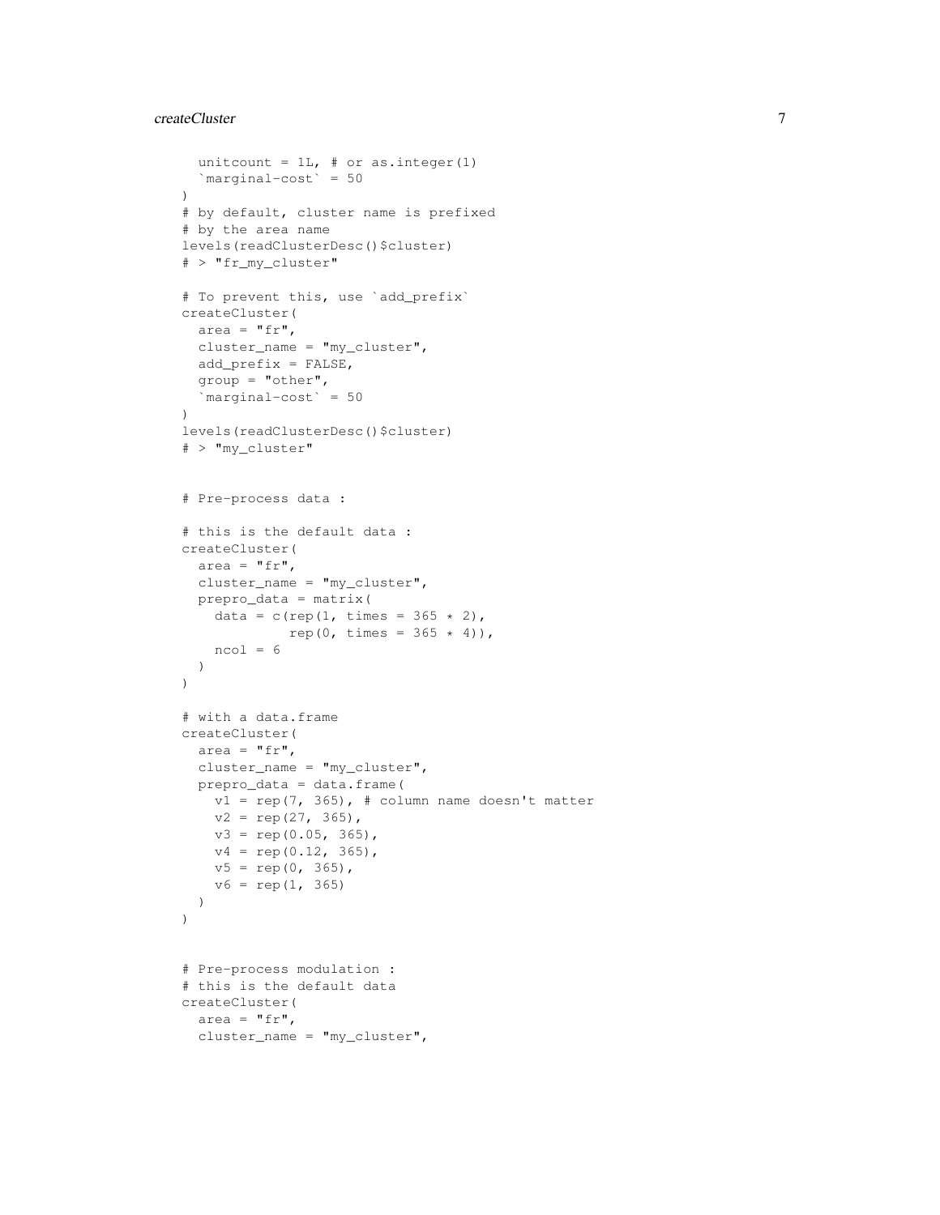```
  unitcount = 1L, # or as.integer(1)
  `marginal-cost` = 50
)
# by default, cluster name is prefixed
# by the area name
levels(readClusterDesc()$cluster)
# > "fr_my_cluster"

# To prevent this, use `add_prefix`
createCluster(
  area = "fr",
  cluster_name = "my_cluster",
  add_prefix = FALSE,
  group = "other",
  `marginal-cost` = 50
)
levels(readClusterDesc()$cluster)
# > "my_cluster"


# Pre-process data :

# this is the default data :
createCluster(
  area = "fr",
  cluster_name = "my_cluster",
  prepro_data = matrix(
    data = c(rep(1, times = 365 * 2),
             rep(0, times = 365 * 4)),
    ncol = 6
  )
)

# with a data.frame
createCluster(
  area = "fr",
  cluster_name = "my_cluster",
  prepro_data = data.frame(
    v1 = rep(7, 365), # column name doesn't matter
    v2 = rep(27, 365),
    v3 = rep(0.05, 365),
    v4 = rep(0.12, 365),
    v5 = rep(0, 365),
    v6 = rep(1, 365)
  )
)


# Pre-process modulation :
# this is the default data
createCluster(
  area = "fr",
  cluster_name = "my_cluster",
```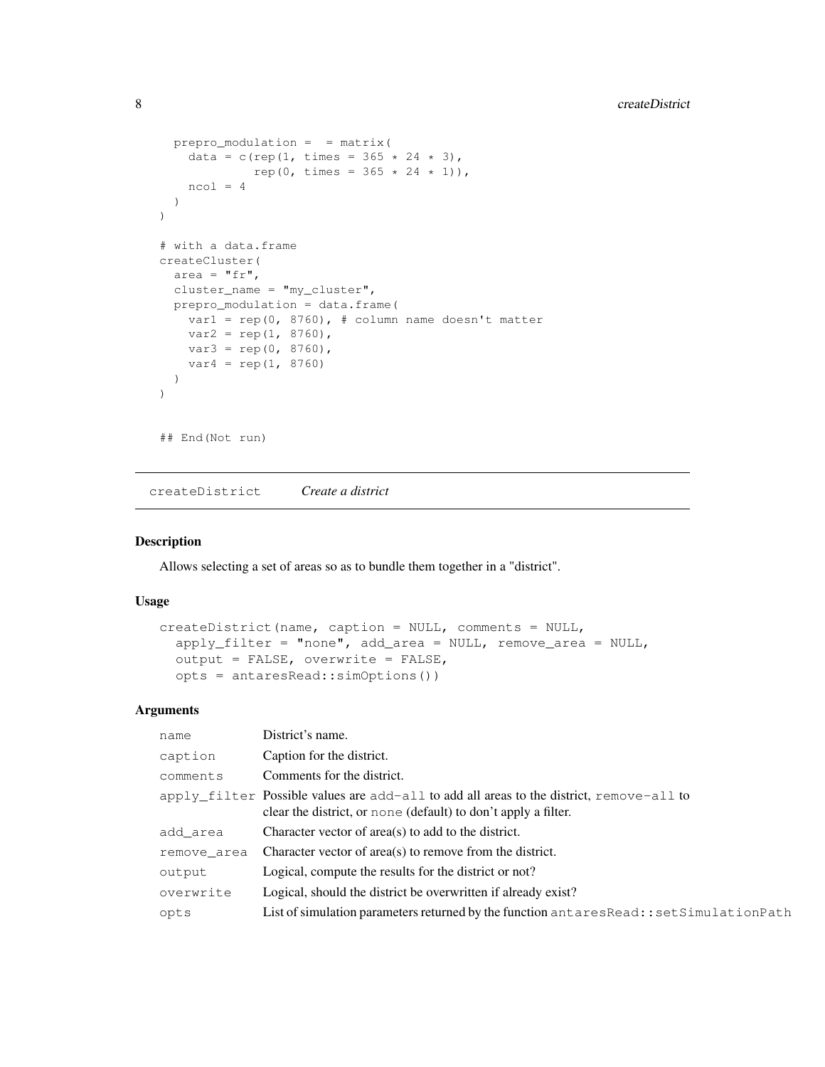```
  prepro_modulation =  = matrix(
    data = c(rep(1, times = 365 * 24 * 3),
             rep(0, times = 365 * 24 * 1)),
    ncol = 4
  )
)

# with a data.frame
createCluster(
  area = "fr",
  cluster_name = "my_cluster",
  prepro_modulation = data.frame(
    var1 = rep(0, 8760), # column name doesn't matter
    var2 = rep(1, 8760),
    var3 = rep(0, 8760),
    var4 = rep(1, 8760)
  )
)


## End(Not run)
```

---

## createDistrict — *Create a district*

### Description

Allows selecting a set of areas so as to bundle them together in a "district".

### Usage

```
createDistrict(name, caption = NULL, comments = NULL,
  apply_filter = "none", add_area = NULL, remove_area = NULL,
  output = FALSE, overwrite = FALSE,
  opts = antaresRead::simOptions())
```

### Arguments

| | |
|---|---|
| `name` | District's name. |
| `caption` | Caption for the district. |
| `comments` | Comments for the district. |
| `apply_filter` | Possible values are `add-all` to add all areas to the district, `remove-all` to clear the district, or `none` (default) to don't apply a filter. |
| `add_area` | Character vector of area(s) to add to the district. |
| `remove_area` | Character vector of area(s) to remove from the district. |
| `output` | Logical, compute the results for the district or not? |
| `overwrite` | Logical, should the district be overwritten if already exist? |
| `opts` | List of simulation parameters returned by the function `antaresRead::setSimulationPath` |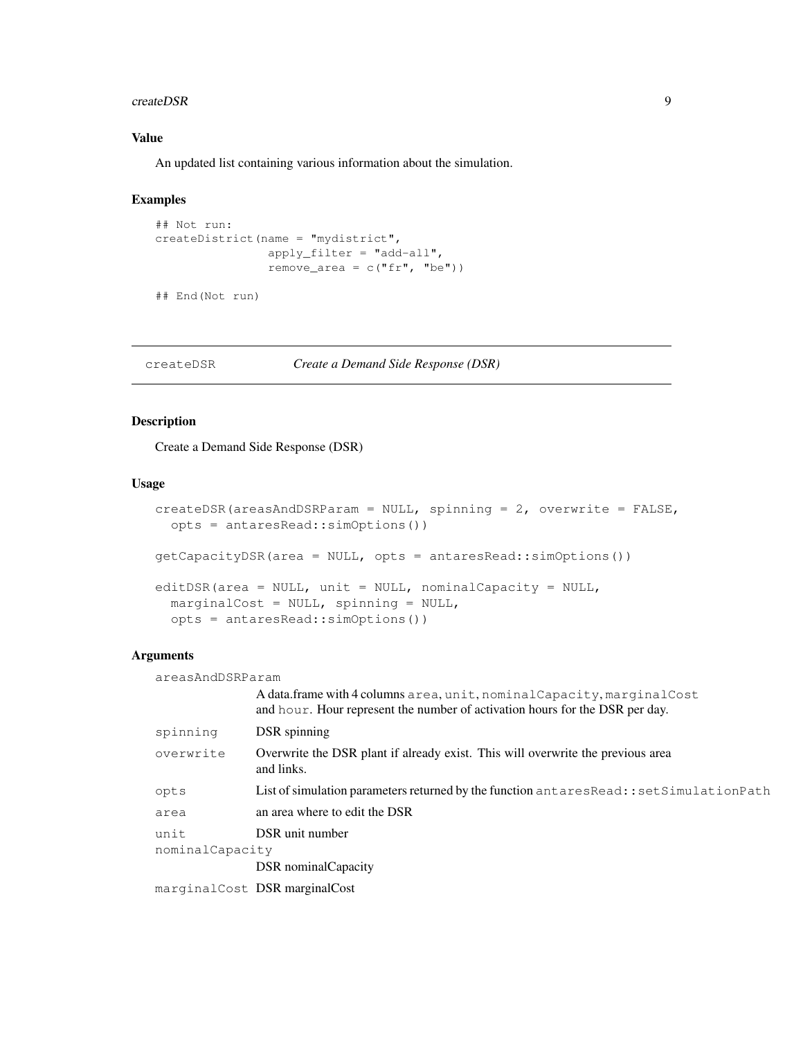### Value

An updated list containing various information about the simulation.

### Examples

```
## Not run:
createDistrict(name = "mydistrict",
               apply_filter = "add-all",
               remove_area = c("fr", "be"))

## End(Not run)
```

---

## createDSR — *Create a Demand Side Response (DSR)*

---

### Description

Create a Demand Side Response (DSR)

### Usage

```
createDSR(areasAndDSRParam = NULL, spinning = 2, overwrite = FALSE,
  opts = antaresRead::simOptions())

getCapacityDSR(area = NULL, opts = antaresRead::simOptions())

editDSR(area = NULL, unit = NULL, nominalCapacity = NULL,
  marginalCost = NULL, spinning = NULL,
  opts = antaresRead::simOptions())
```

### Arguments

| | |
|---|---|
| `areasAndDSRParam` | A data.frame with 4 columns `area`, `unit`, `nominalCapacity`, `marginalCost` and `hour`. Hour represent the number of activation hours for the DSR per day. |
| `spinning` | DSR spinning |
| `overwrite` | Overwrite the DSR plant if already exist. This will overwrite the previous area and links. |
| `opts` | List of simulation parameters returned by the function `antaresRead::setSimulationPath` |
| `area` | an area where to edit the DSR |
| `unit` | DSR unit number |
| `nominalCapacity` | DSR nominalCapacity |
| `marginalCost` | DSR marginalCost |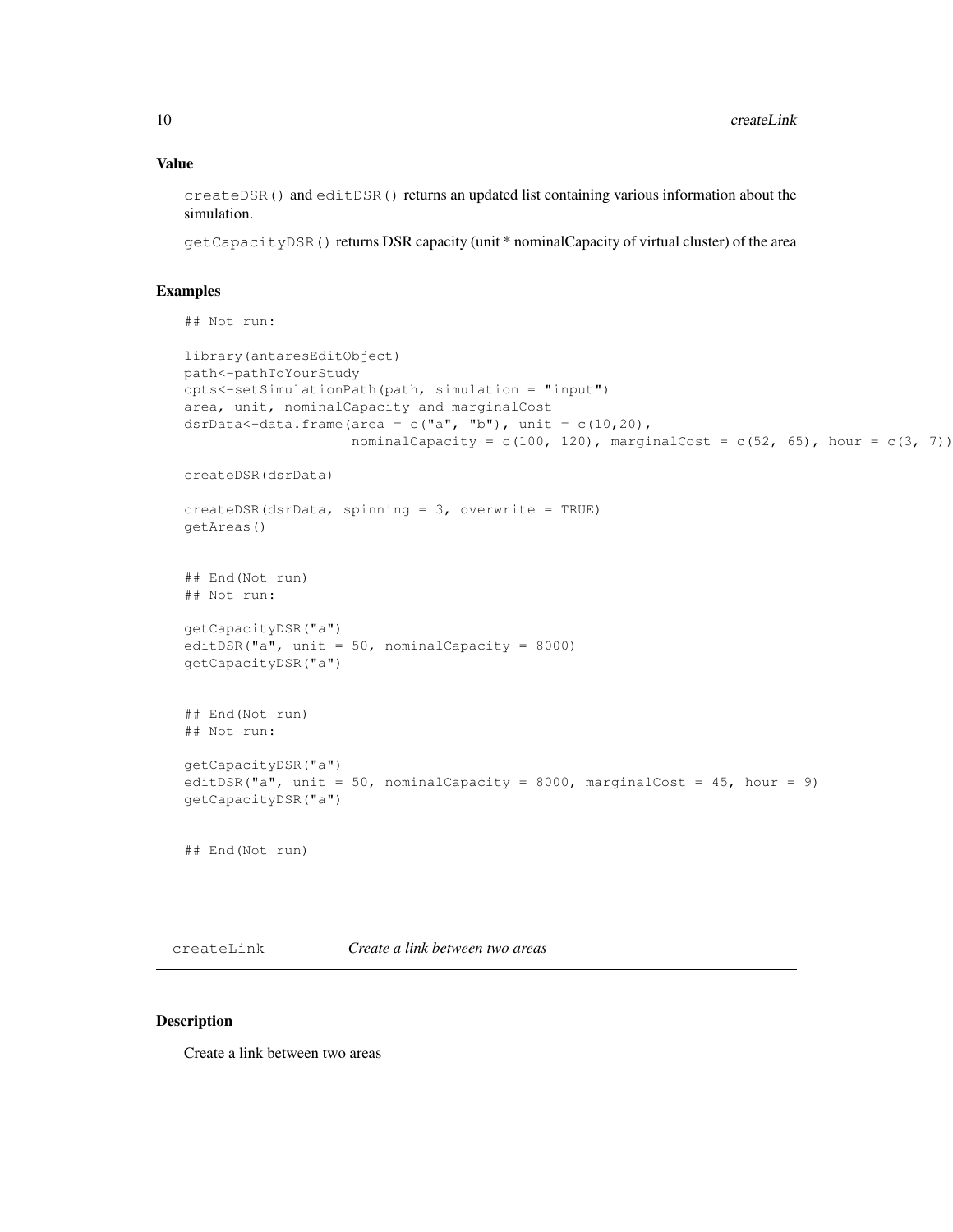## Value

`createDSR()` and `editDSR()` returns an updated list containing various information about the simulation.

`getCapacityDSR()` returns DSR capacity (unit * nominalCapacity of virtual cluster) of the area

## Examples

```
## Not run:

library(antaresEditObject)
path<-pathToYourStudy
opts<-setSimulationPath(path, simulation = "input")
area, unit, nominalCapacity and marginalCost
dsrData<-data.frame(area = c("a", "b"), unit = c(10,20),
                    nominalCapacity = c(100, 120), marginalCost = c(52, 65), hour = c(3, 7))

createDSR(dsrData)

createDSR(dsrData, spinning = 3, overwrite = TRUE)
getAreas()


## End(Not run)
## Not run:

getCapacityDSR("a")
editDSR("a", unit = 50, nominalCapacity = 8000)
getCapacityDSR("a")


## End(Not run)
## Not run:

getCapacityDSR("a")
editDSR("a", unit = 50, nominalCapacity = 8000, marginalCost = 45, hour = 9)
getCapacityDSR("a")


## End(Not run)
```

---

# createLink — *Create a link between two areas*

## Description

Create a link between two areas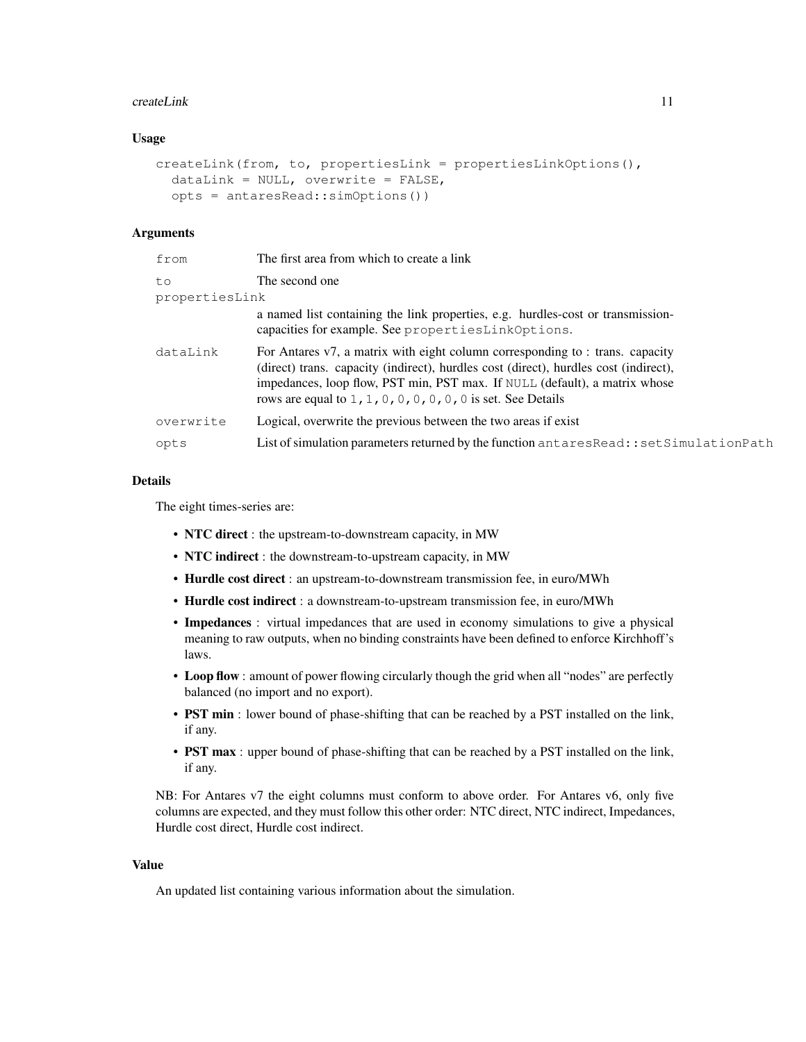### Usage

```
createLink(from, to, propertiesLink = propertiesLinkOptions(),
  dataLink = NULL, overwrite = FALSE,
  opts = antaresRead::simOptions())
```

### Arguments

| | |
|---|---|
| `from` | The first area from which to create a link |
| `to` | The second one |
| `propertiesLink` | a named list containing the link properties, e.g. hurdles-cost or transmission-capacities for example. See `propertiesLinkOptions`. |
| `dataLink` | For Antares v7, a matrix with eight column corresponding to : trans. capacity (direct) trans. capacity (indirect), hurdles cost (direct), hurdles cost (indirect), impedances, loop flow, PST min, PST max. If `NULL` (default), a matrix whose rows are equal to `1,1,0,0,0,0,0,0` is set. See Details |
| `overwrite` | Logical, overwrite the previous between the two areas if exist |
| `opts` | List of simulation parameters returned by the function `antaresRead::setSimulationPath` |

### Details

The eight times-series are:

- **NTC direct** : the upstream-to-downstream capacity, in MW
- **NTC indirect** : the downstream-to-upstream capacity, in MW
- **Hurdle cost direct** : an upstream-to-downstream transmission fee, in euro/MWh
- **Hurdle cost indirect** : a downstream-to-upstream transmission fee, in euro/MWh
- **Impedances** : virtual impedances that are used in economy simulations to give a physical meaning to raw outputs, when no binding constraints have been defined to enforce Kirchhoff's laws.
- **Loop flow** : amount of power flowing circularly though the grid when all "nodes" are perfectly balanced (no import and no export).
- **PST min** : lower bound of phase-shifting that can be reached by a PST installed on the link, if any.
- **PST max** : upper bound of phase-shifting that can be reached by a PST installed on the link, if any.

NB: For Antares v7 the eight columns must conform to above order. For Antares v6, only five columns are expected, and they must follow this other order: NTC direct, NTC indirect, Impedances, Hurdle cost direct, Hurdle cost indirect.

### Value

An updated list containing various information about the simulation.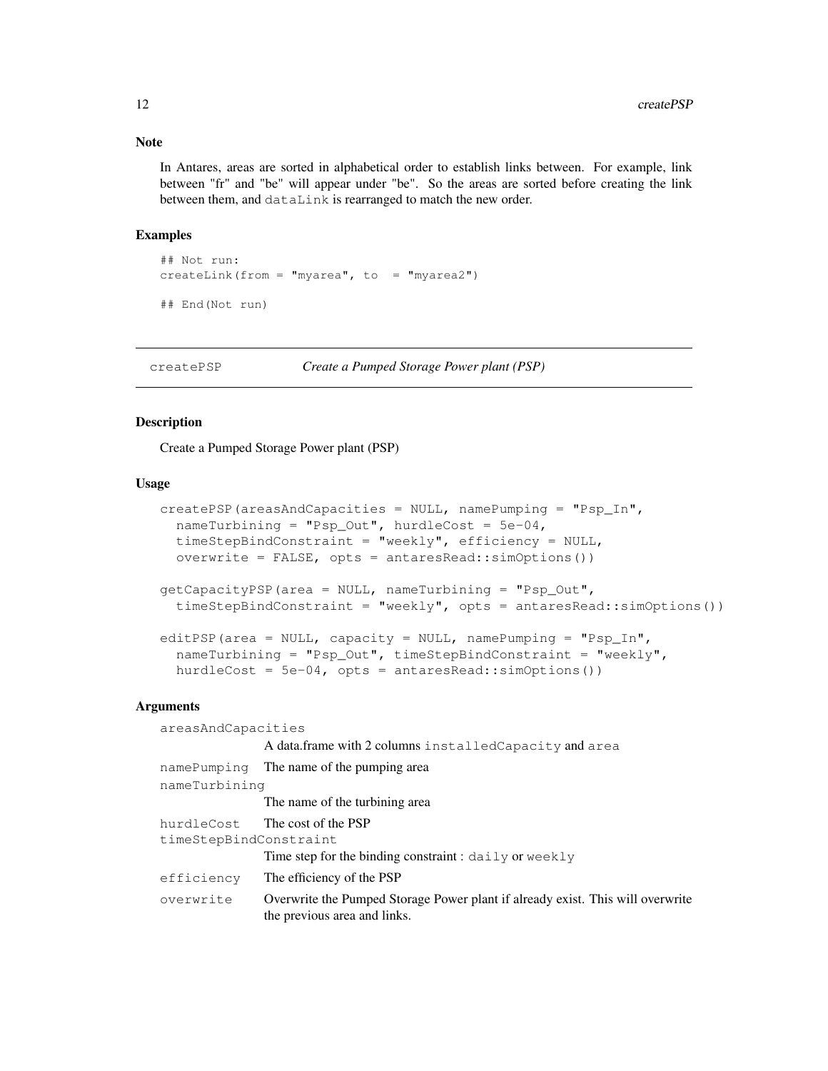### Note

In Antares, areas are sorted in alphabetical order to establish links between. For example, link between "fr" and "be" will appear under "be". So the areas are sorted before creating the link between them, and `dataLink` is rearranged to match the new order.

### Examples

```
## Not run:
createLink(from = "myarea", to  = "myarea2")

## End(Not run)
```

---

## createPSP    *Create a Pumped Storage Power plant (PSP)*

---

### Description

Create a Pumped Storage Power plant (PSP)

### Usage

```
createPSP(areasAndCapacities = NULL, namePumping = "Psp_In",
  nameTurbining = "Psp_Out", hurdleCost = 5e-04,
  timeStepBindConstraint = "weekly", efficiency = NULL,
  overwrite = FALSE, opts = antaresRead::simOptions())

getCapacityPSP(area = NULL, nameTurbining = "Psp_Out",
  timeStepBindConstraint = "weekly", opts = antaresRead::simOptions())

editPSP(area = NULL, capacity = NULL, namePumping = "Psp_In",
  nameTurbining = "Psp_Out", timeStepBindConstraint = "weekly",
  hurdleCost = 5e-04, opts = antaresRead::simOptions())
```

### Arguments

| | |
|---|---|
| `areasAndCapacities` | A data.frame with 2 columns `installedCapacity` and `area` |
| `namePumping` | The name of the pumping area |
| `nameTurbining` | The name of the turbining area |
| `hurdleCost` | The cost of the PSP |
| `timeStepBindConstraint` | Time step for the binding constraint : `daily` or `weekly` |
| `efficiency` | The efficiency of the PSP |
| `overwrite` | Overwrite the Pumped Storage Power plant if already exist. This will overwrite the previous area and links. |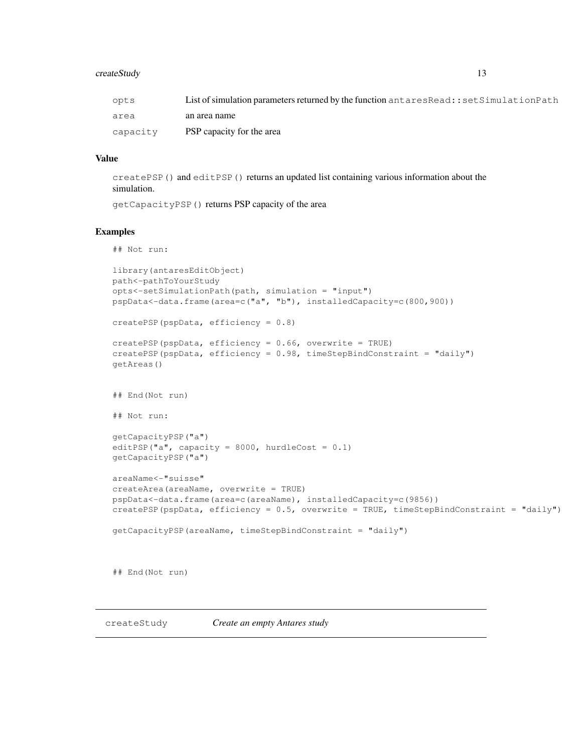| | |
|---|---|
| opts | List of simulation parameters returned by the function antaresRead::setSimulationPath |
| area | an area name |
| capacity | PSP capacity for the area |

### Value

createPSP() and editPSP() returns an updated list containing various information about the simulation.

getCapacityPSP() returns PSP capacity of the area

### Examples

```
## Not run:

library(antaresEditObject)
path<-pathToYourStudy
opts<-setSimulationPath(path, simulation = "input")
pspData<-data.frame(area=c("a", "b"), installedCapacity=c(800,900))

createPSP(pspData, efficiency = 0.8)

createPSP(pspData, efficiency = 0.66, overwrite = TRUE)
createPSP(pspData, efficiency = 0.98, timeStepBindConstraint = "daily")
getAreas()


## End(Not run)

## Not run:

getCapacityPSP("a")
editPSP("a", capacity = 8000, hurdleCost = 0.1)
getCapacityPSP("a")

areaName<-"suisse"
createArea(areaName, overwrite = TRUE)
pspData<-data.frame(area=c(areaName), installedCapacity=c(9856))
createPSP(pspData, efficiency = 0.5, overwrite = TRUE, timeStepBindConstraint = "daily")

getCapacityPSP(areaName, timeStepBindConstraint = "daily")



## End(Not run)
```

## createStudy *Create an empty Antares study*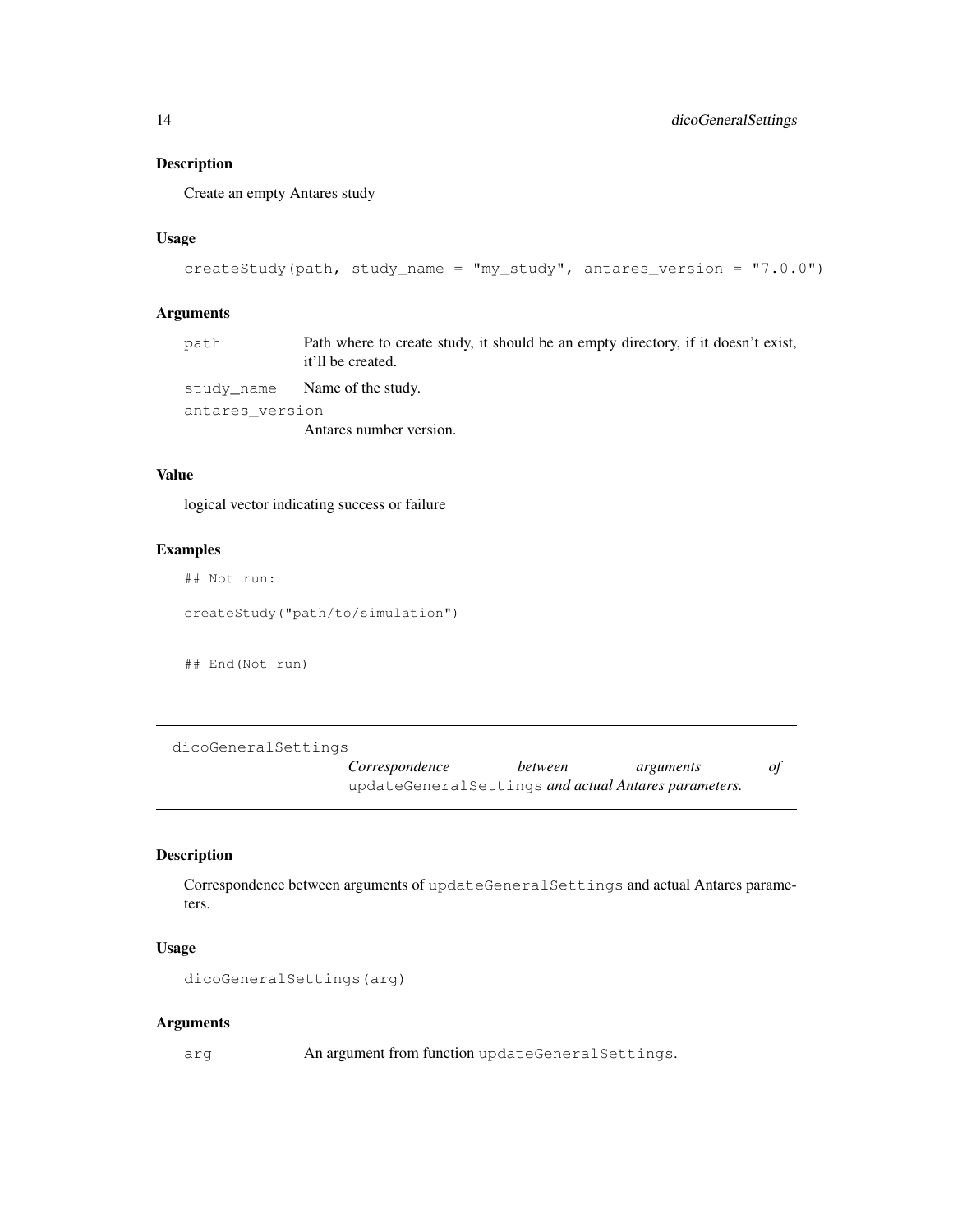### Description

Create an empty Antares study

### Usage

```
createStudy(path, study_name = "my_study", antares_version = "7.0.0")
```

### Arguments

| | |
|---|---|
| path | Path where to create study, it should be an empty directory, if it doesn't exist, it'll be created. |
| study_name | Name of the study. |
| antares_version | Antares number version. |

### Value

logical vector indicating success or failure

### Examples

```
## Not run:

createStudy("path/to/simulation")

## End(Not run)
```

---

## dicoGeneralSettings — *Correspondence between arguments of* `updateGeneralSettings` *and actual Antares parameters.*

---

### Description

Correspondence between arguments of `updateGeneralSettings` and actual Antares parameters.

### Usage

```
dicoGeneralSettings(arg)
```

### Arguments

| | |
|---|---|
| arg | An argument from function `updateGeneralSettings`. |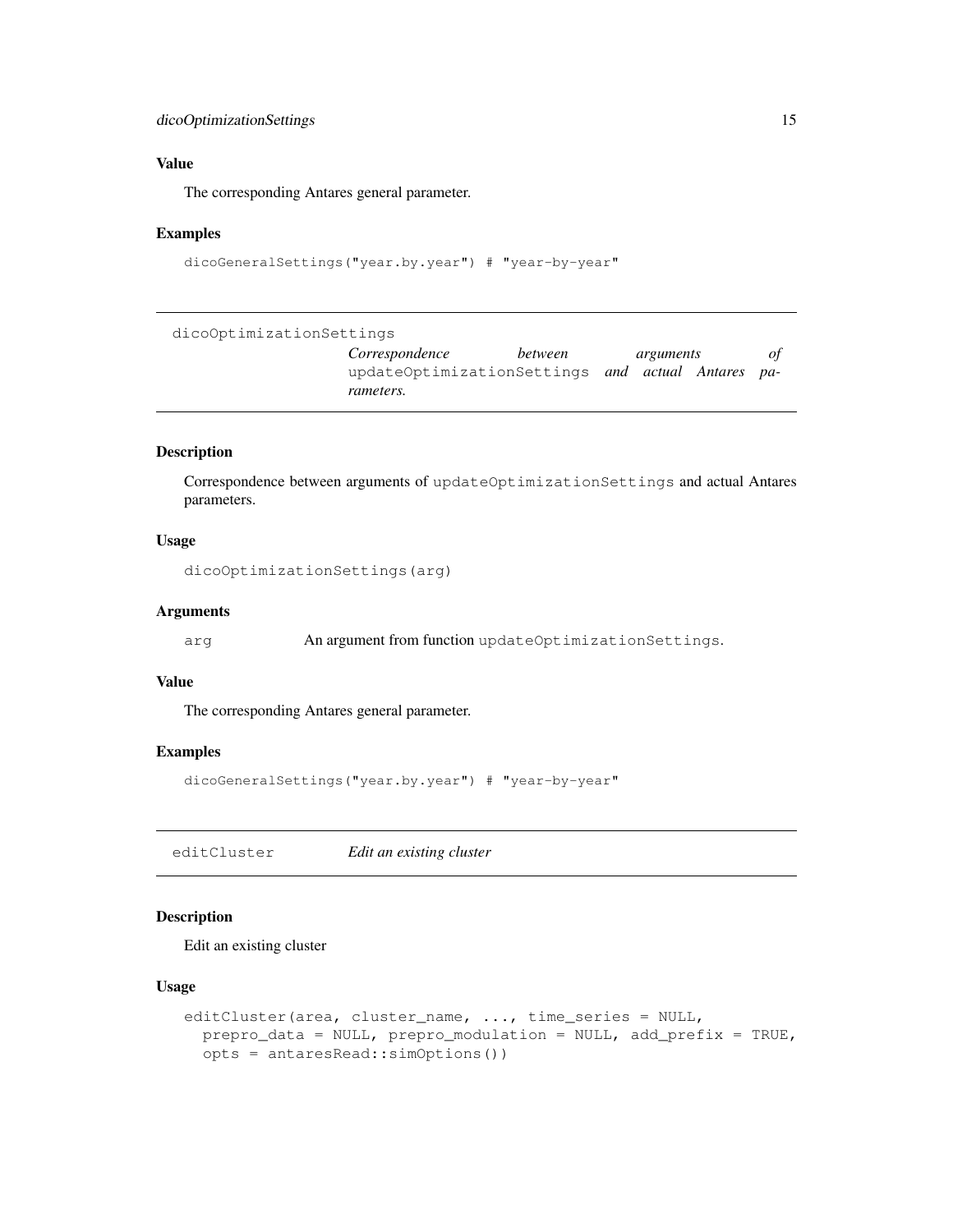### Value

The corresponding Antares general parameter.

### Examples

```
dicoGeneralSettings("year.by.year") # "year-by-year"
```

---

## dicoOptimizationSettings

*Correspondence between arguments of `updateOptimizationSettings` and actual Antares parameters.*

---

### Description

Correspondence between arguments of `updateOptimizationSettings` and actual Antares parameters.

### Usage

```
dicoOptimizationSettings(arg)
```

### Arguments

| | |
|---|---|
| `arg` | An argument from function `updateOptimizationSettings`. |

### Value

The corresponding Antares general parameter.

### Examples

```
dicoGeneralSettings("year.by.year") # "year-by-year"
```

---

## editCluster

*Edit an existing cluster*

---

### Description

Edit an existing cluster

### Usage

```
editCluster(area, cluster_name, ..., time_series = NULL,
  prepro_data = NULL, prepro_modulation = NULL, add_prefix = TRUE,
  opts = antaresRead::simOptions())
```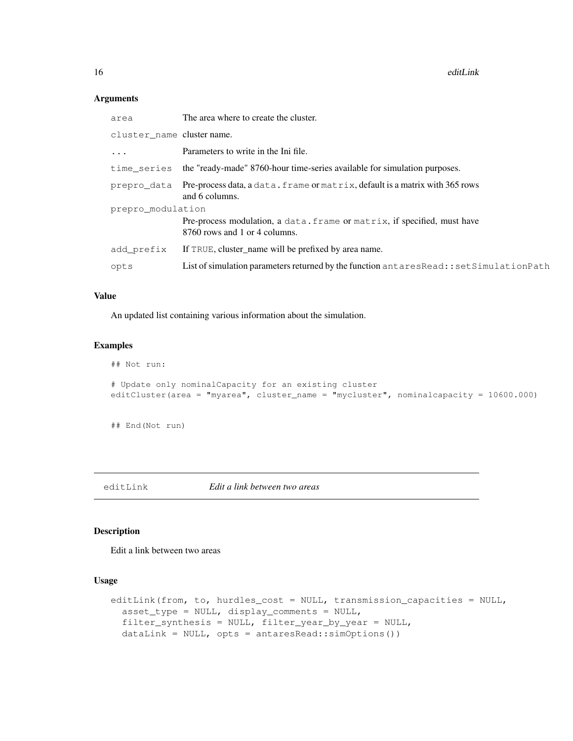### Arguments

| | |
|---|---|
| `area` | The area where to create the cluster. |
| `cluster_name` | cluster name. |
| `...` | Parameters to write in the Ini file. |
| `time_series` | the "ready-made" 8760-hour time-series available for simulation purposes. |
| `prepro_data` | Pre-process data, a `data.frame` or `matrix`, default is a matrix with 365 rows and 6 columns. |
| `prepro_modulation` | Pre-process modulation, a `data.frame` or `matrix`, if specified, must have 8760 rows and 1 or 4 columns. |
| `add_prefix` | If `TRUE`, cluster_name will be prefixed by area name. |
| `opts` | List of simulation parameters returned by the function `antaresRead::setSimulationPath` |

### Value

An updated list containing various information about the simulation.

### Examples

```
## Not run:

# Update only nominalCapacity for an existing cluster
editCluster(area = "myarea", cluster_name = "mycluster", nominalcapacity = 10600.000)


## End(Not run)
```

## editLink *Edit a link between two areas*

### Description

Edit a link between two areas

### Usage

```
editLink(from, to, hurdles_cost = NULL, transmission_capacities = NULL,
  asset_type = NULL, display_comments = NULL,
  filter_synthesis = NULL, filter_year_by_year = NULL,
  dataLink = NULL, opts = antaresRead::simOptions())
```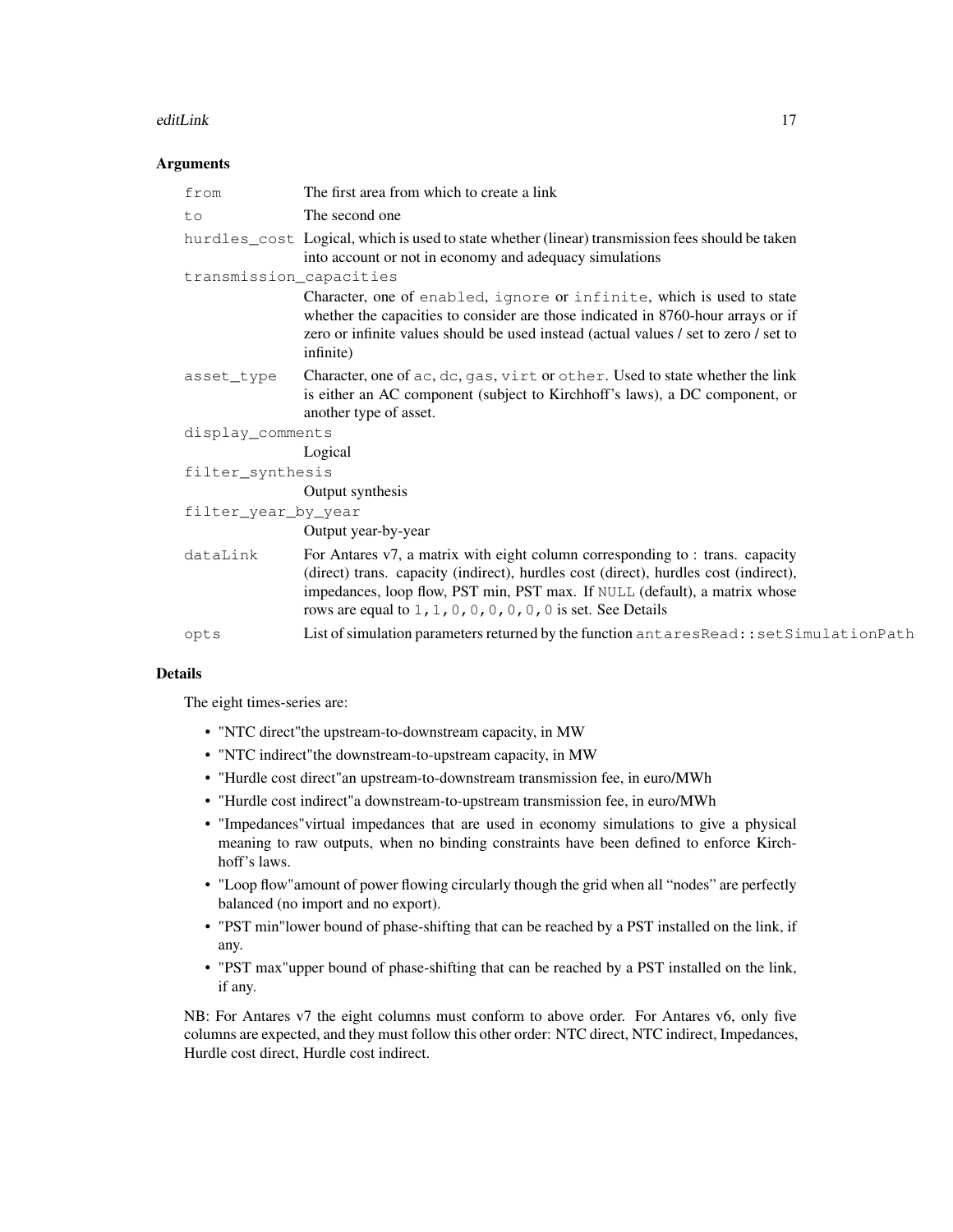### Arguments

| | |
|---|---|
| `from` | The first area from which to create a link |
| `to` | The second one |
| `hurdles_cost` | Logical, which is used to state whether (linear) transmission fees should be taken into account or not in economy and adequacy simulations |
| `transmission_capacities` | Character, one of `enabled`, `ignore` or `infinite`, which is used to state whether the capacities to consider are those indicated in 8760-hour arrays or if zero or infinite values should be used instead (actual values / set to zero / set to infinite) |
| `asset_type` | Character, one of `ac`, `dc`, `gas`, `virt` or `other`. Used to state whether the link is either an AC component (subject to Kirchhoff's laws), a DC component, or another type of asset. |
| `display_comments` | Logical |
| `filter_synthesis` | Output synthesis |
| `filter_year_by_year` | Output year-by-year |
| `dataLink` | For Antares v7, a matrix with eight column corresponding to : trans. capacity (direct) trans. capacity (indirect), hurdles cost (direct), hurdles cost (indirect), impedances, loop flow, PST min, PST max. If `NULL` (default), a matrix whose rows are equal to `1,1,0,0,0,0,0,0` is set. See Details |
| `opts` | List of simulation parameters returned by the function `antaresRead::setSimulationPath` |

### Details

The eight times-series are:

- "NTC direct"the upstream-to-downstream capacity, in MW
- "NTC indirect"the downstream-to-upstream capacity, in MW
- "Hurdle cost direct"an upstream-to-downstream transmission fee, in euro/MWh
- "Hurdle cost indirect"a downstream-to-upstream transmission fee, in euro/MWh
- "Impedances"virtual impedances that are used in economy simulations to give a physical meaning to raw outputs, when no binding constraints have been defined to enforce Kirchhoff's laws.
- "Loop flow"amount of power flowing circularly though the grid when all "nodes" are perfectly balanced (no import and no export).
- "PST min"lower bound of phase-shifting that can be reached by a PST installed on the link, if any.
- "PST max"upper bound of phase-shifting that can be reached by a PST installed on the link, if any.

NB: For Antares v7 the eight columns must conform to above order. For Antares v6, only five columns are expected, and they must follow this other order: NTC direct, NTC indirect, Impedances, Hurdle cost direct, Hurdle cost indirect.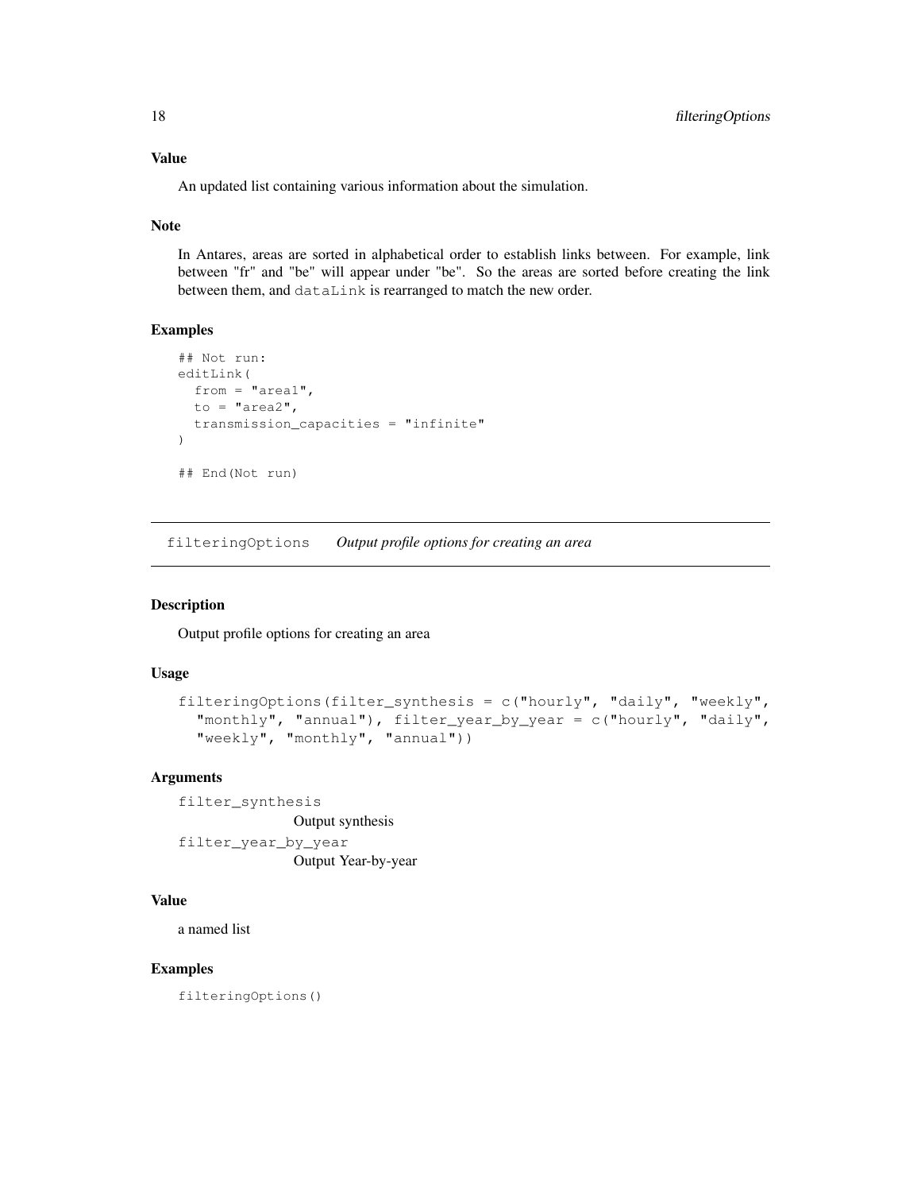### Value

An updated list containing various information about the simulation.

### Note

In Antares, areas are sorted in alphabetical order to establish links between. For example, link between "fr" and "be" will appear under "be". So the areas are sorted before creating the link between them, and `dataLink` is rearranged to match the new order.

### Examples

```
## Not run:
editLink(
  from = "area1",
  to = "area2",
  transmission_capacities = "infinite"
)

## End(Not run)
```

---

## filteringOptions *Output profile options for creating an area*

---

### Description

Output profile options for creating an area

### Usage

```
filteringOptions(filter_synthesis = c("hourly", "daily", "weekly",
  "monthly", "annual"), filter_year_by_year = c("hourly", "daily",
  "weekly", "monthly", "annual"))
```

### Arguments

`filter_synthesis`
: Output synthesis

`filter_year_by_year`
: Output Year-by-year

### Value

a named list

### Examples

```
filteringOptions()
```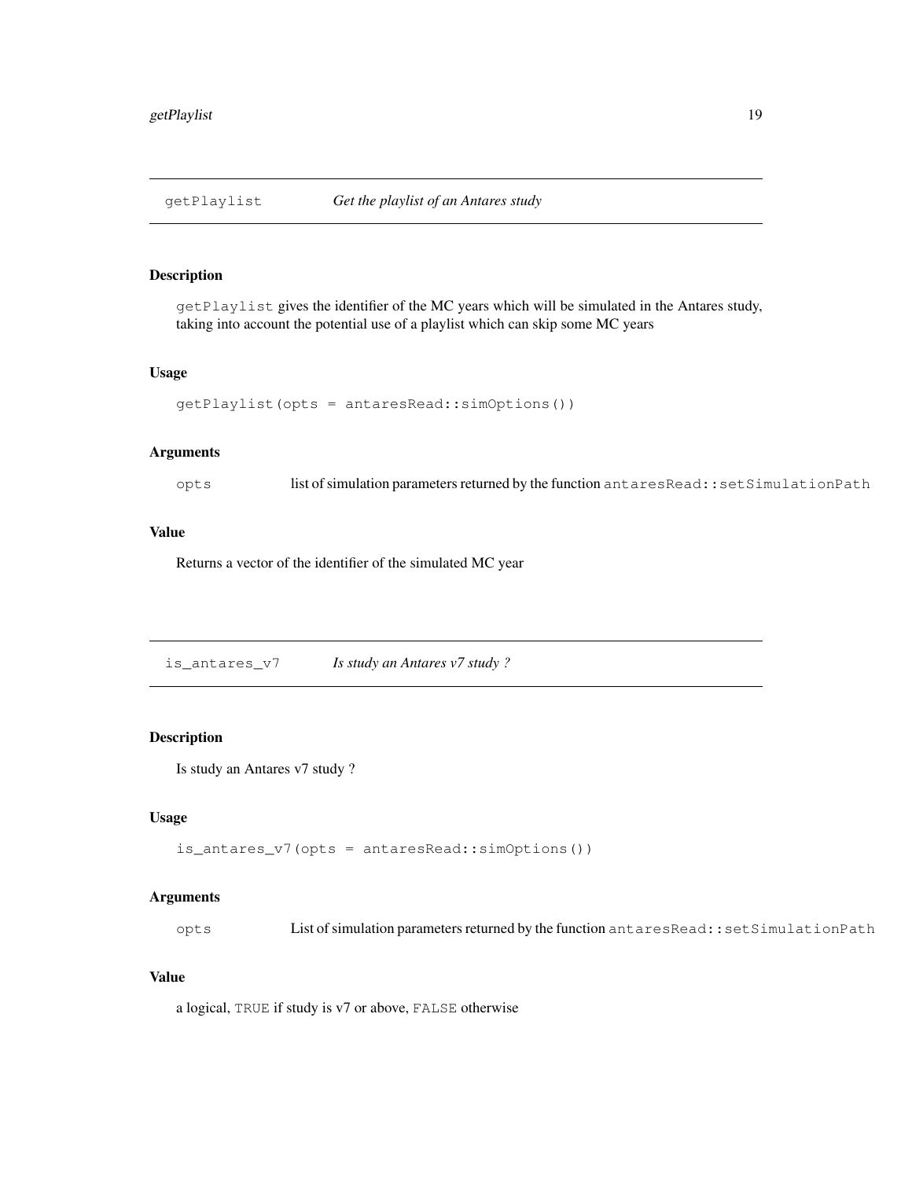## getPlaylist — *Get the playlist of an Antares study*

### Description

`getPlaylist` gives the identifier of the MC years which will be simulated in the Antares study, taking into account the potential use of a playlist which can skip some MC years

### Usage

```
getPlaylist(opts = antaresRead::simOptions())
```

### Arguments

| | |
|---|---|
| `opts` | list of simulation parameters returned by the function `antaresRead::setSimulationPath` |

### Value

Returns a vector of the identifier of the simulated MC year

## is_antares_v7 — *Is study an Antares v7 study ?*

### Description

Is study an Antares v7 study ?

### Usage

```
is_antares_v7(opts = antaresRead::simOptions())
```

### Arguments

| | |
|---|---|
| `opts` | List of simulation parameters returned by the function `antaresRead::setSimulationPath` |

### Value

a logical, `TRUE` if study is v7 or above, `FALSE` otherwise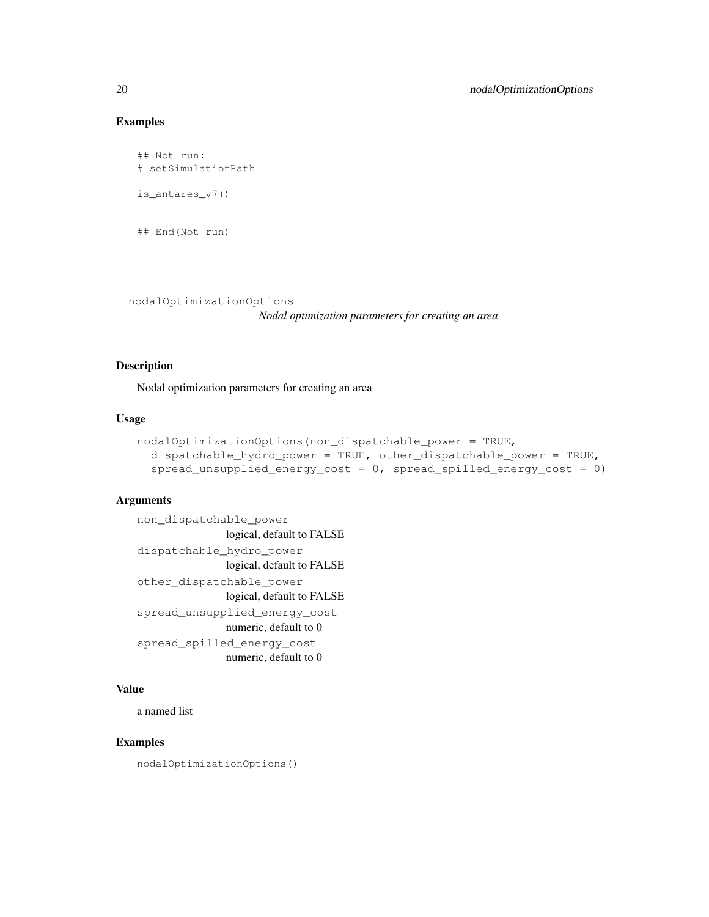## Examples

```
## Not run:
# setSimulationPath

is_antares_v7()


## End(Not run)
```

---

## nodalOptimizationOptions

*Nodal optimization parameters for creating an area*

---

### Description

Nodal optimization parameters for creating an area

### Usage

```
nodalOptimizationOptions(non_dispatchable_power = TRUE,
  dispatchable_hydro_power = TRUE, other_dispatchable_power = TRUE,
  spread_unsupplied_energy_cost = 0, spread_spilled_energy_cost = 0)
```

### Arguments

`non_dispatchable_power`
logical, default to FALSE

`dispatchable_hydro_power`
logical, default to FALSE

`other_dispatchable_power`
logical, default to FALSE

`spread_unsupplied_energy_cost`
numeric, default to 0

`spread_spilled_energy_cost`
numeric, default to 0

### Value

a named list

### Examples

```
nodalOptimizationOptions()
```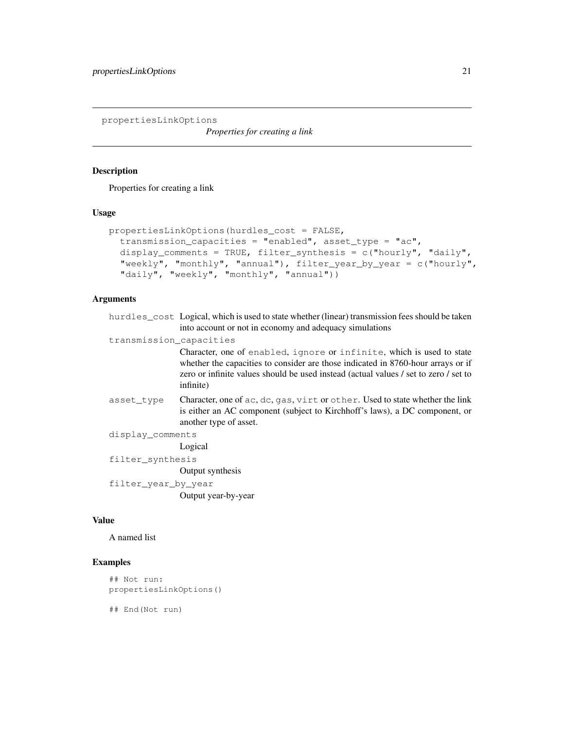propertiesLinkOptions

*Properties for creating a link*

## Description

Properties for creating a link

## Usage

```
propertiesLinkOptions(hurdles_cost = FALSE,
  transmission_capacities = "enabled", asset_type = "ac",
  display_comments = TRUE, filter_synthesis = c("hourly", "daily",
  "weekly", "monthly", "annual"), filter_year_by_year = c("hourly",
  "daily", "weekly", "monthly", "annual"))
```

## Arguments

`hurdles_cost` Logical, which is used to state whether (linear) transmission fees should be taken into account or not in economy and adequacy simulations

`transmission_capacities` Character, one of `enabled`, `ignore` or `infinite`, which is used to state whether the capacities to consider are those indicated in 8760-hour arrays or if zero or infinite values should be used instead (actual values / set to zero / set to infinite)

`asset_type` Character, one of `ac`, `dc`, `gas`, `virt` or `other`. Used to state whether the link is either an AC component (subject to Kirchhoff's laws), a DC component, or another type of asset.

`display_comments` Logical

`filter_synthesis` Output synthesis

`filter_year_by_year` Output year-by-year

## Value

A named list

## Examples

```
## Not run:
propertiesLinkOptions()

## End(Not run)
```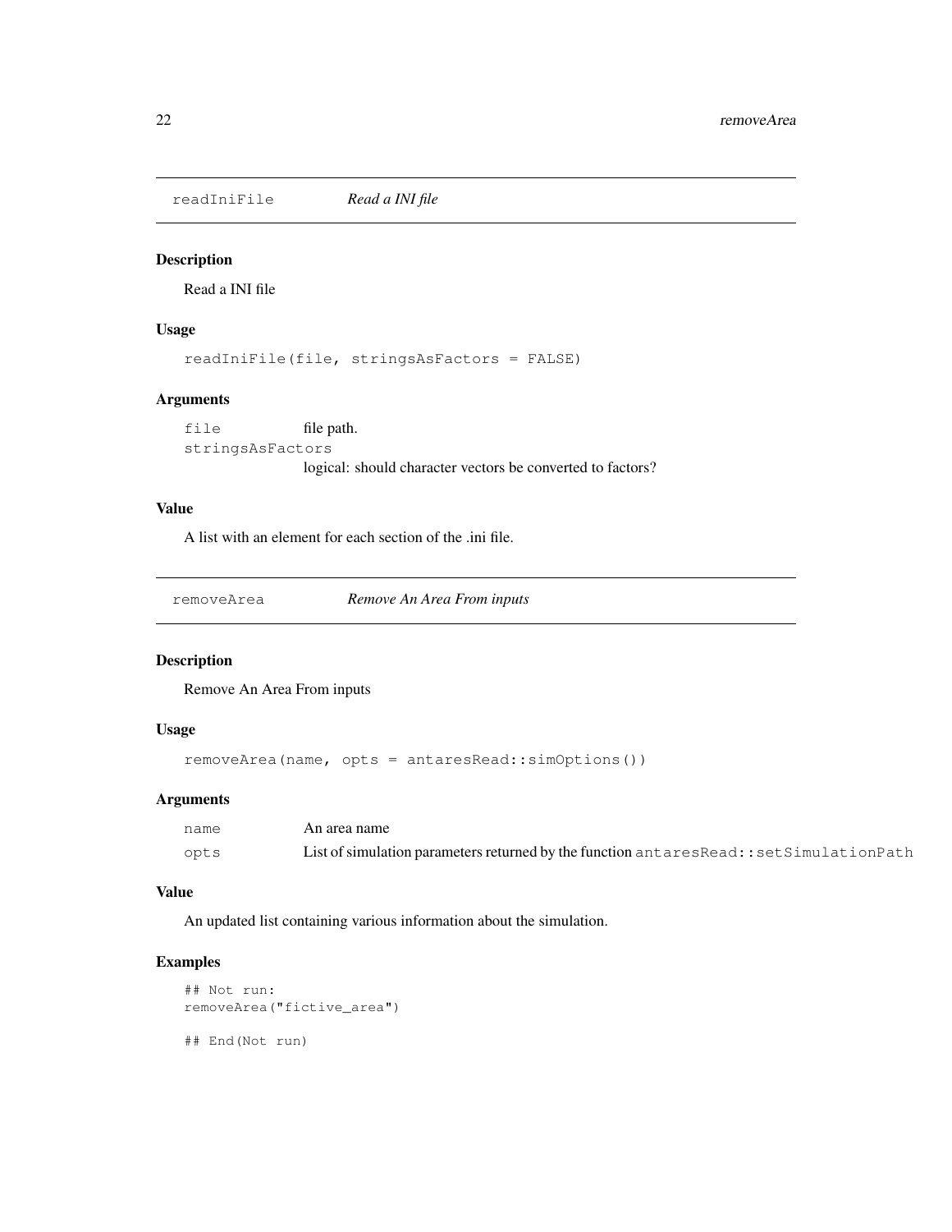## readIniFile *Read a INI file*

### Description

Read a INI file

### Usage

```
readIniFile(file, stringsAsFactors = FALSE)
```

### Arguments

| | |
|---|---|
| file | file path. |
| stringsAsFactors | logical: should character vectors be converted to factors? |

### Value

A list with an element for each section of the .ini file.

## removeArea *Remove An Area From inputs*

### Description

Remove An Area From inputs

### Usage

```
removeArea(name, opts = antaresRead::simOptions())
```

### Arguments

| | |
|---|---|
| name | An area name |
| opts | List of simulation parameters returned by the function `antaresRead::setSimulationPath` |

### Value

An updated list containing various information about the simulation.

### Examples

```
## Not run:
removeArea("fictive_area")

## End(Not run)
```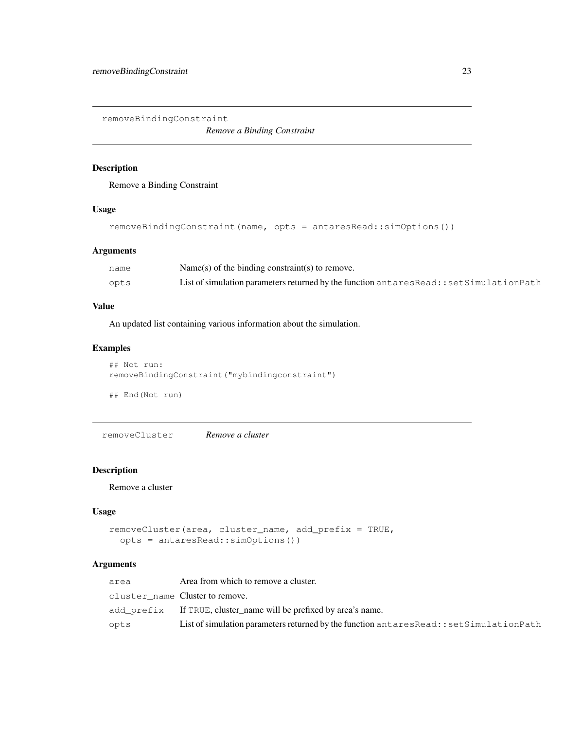## removeBindingConstraint — *Remove a Binding Constraint*

### Description

Remove a Binding Constraint

### Usage

```
removeBindingConstraint(name, opts = antaresRead::simOptions())
```

### Arguments

| | |
|---|---|
| `name` | Name(s) of the binding constraint(s) to remove. |
| `opts` | List of simulation parameters returned by the function `antaresRead::setSimulationPath` |

### Value

An updated list containing various information about the simulation.

### Examples

```
## Not run:
removeBindingConstraint("mybindingconstraint")

## End(Not run)
```

## removeCluster — *Remove a cluster*

### Description

Remove a cluster

### Usage

```
removeCluster(area, cluster_name, add_prefix = TRUE,
  opts = antaresRead::simOptions())
```

### Arguments

| | |
|---|---|
| `area` | Area from which to remove a cluster. |
| `cluster_name` | Cluster to remove. |
| `add_prefix` | If `TRUE`, cluster_name will be prefixed by area's name. |
| `opts` | List of simulation parameters returned by the function `antaresRead::setSimulationPath` |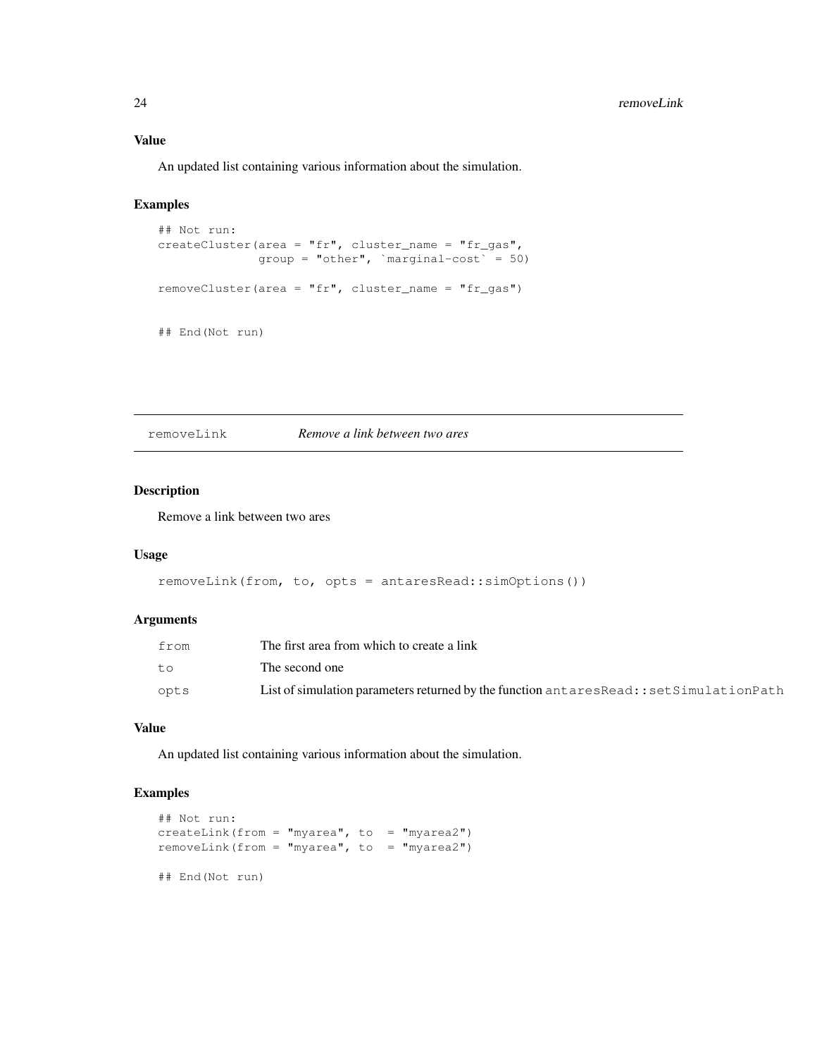### Value

An updated list containing various information about the simulation.

### Examples

```
## Not run:
createCluster(area = "fr", cluster_name = "fr_gas",
              group = "other", `marginal-cost` = 50)

removeCluster(area = "fr", cluster_name = "fr_gas")


## End(Not run)
```

---

## removeLink *Remove a link between two ares*

### Description

Remove a link between two ares

### Usage

```
removeLink(from, to, opts = antaresRead::simOptions())
```

### Arguments

| | |
|---|---|
| `from` | The first area from which to create a link |
| `to` | The second one |
| `opts` | List of simulation parameters returned by the function `antaresRead::setSimulationPath` |

### Value

An updated list containing various information about the simulation.

### Examples

```
## Not run:
createLink(from = "myarea", to  = "myarea2")
removeLink(from = "myarea", to  = "myarea2")

## End(Not run)
```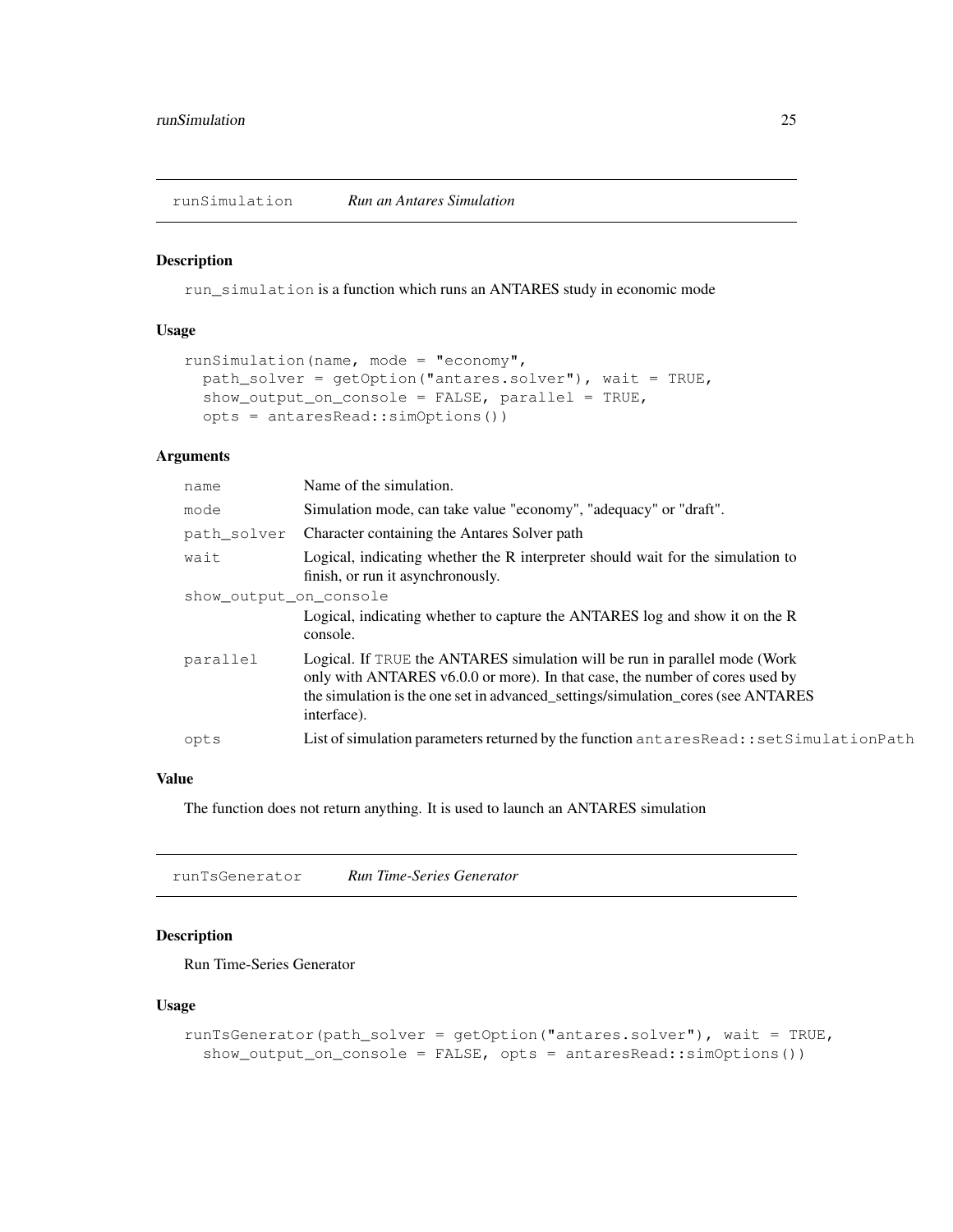## runSimulation *Run an Antares Simulation*

### Description

`run_simulation` is a function which runs an ANTARES study in economic mode

### Usage

```
runSimulation(name, mode = "economy",
  path_solver = getOption("antares.solver"), wait = TRUE,
  show_output_on_console = FALSE, parallel = TRUE,
  opts = antaresRead::simOptions())
```

### Arguments

| | |
|---|---|
| `name` | Name of the simulation. |
| `mode` | Simulation mode, can take value "economy", "adequacy" or "draft". |
| `path_solver` | Character containing the Antares Solver path |
| `wait` | Logical, indicating whether the R interpreter should wait for the simulation to finish, or run it asynchronously. |
| `show_output_on_console` | Logical, indicating whether to capture the ANTARES log and show it on the R console. |
| `parallel` | Logical. If `TRUE` the ANTARES simulation will be run in parallel mode (Work only with ANTARES v6.0.0 or more). In that case, the number of cores used by the simulation is the one set in advanced_settings/simulation_cores (see ANTARES interface). |
| `opts` | List of simulation parameters returned by the function `antaresRead::setSimulationPath` |

### Value

The function does not return anything. It is used to launch an ANTARES simulation

## runTsGenerator *Run Time-Series Generator*

### Description

Run Time-Series Generator

### Usage

```
runTsGenerator(path_solver = getOption("antares.solver"), wait = TRUE,
  show_output_on_console = FALSE, opts = antaresRead::simOptions())
```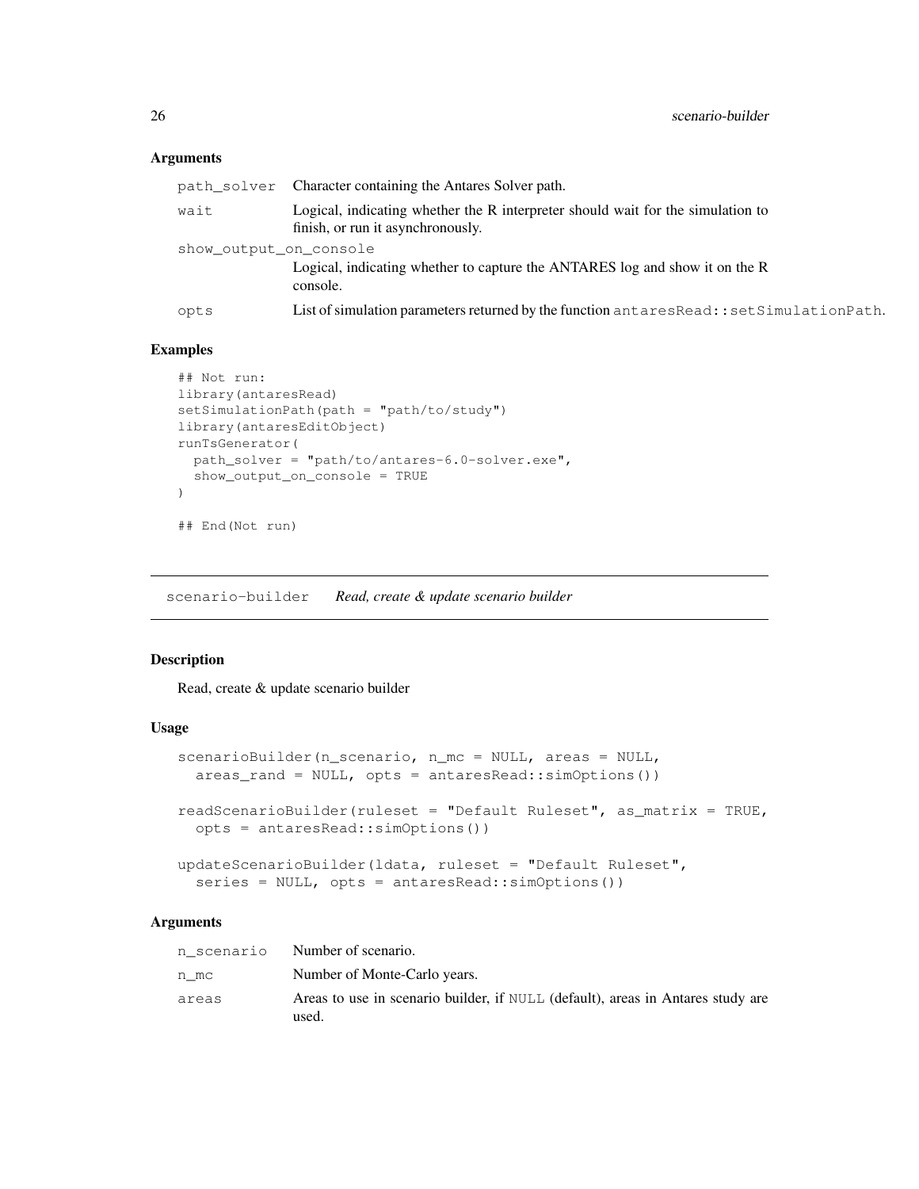### Arguments

| | |
|---|---|
| `path_solver` | Character containing the Antares Solver path. |
| `wait` | Logical, indicating whether the R interpreter should wait for the simulation to finish, or run it asynchronously. |
| `show_output_on_console` | Logical, indicating whether to capture the ANTARES log and show it on the R console. |
| `opts` | List of simulation parameters returned by the function `antaresRead::setSimulationPath`. |

### Examples

```
## Not run:
library(antaresRead)
setSimulationPath(path = "path/to/study")
library(antaresEditObject)
runTsGenerator(
  path_solver = "path/to/antares-6.0-solver.exe",
  show_output_on_console = TRUE
)

## End(Not run)
```

---

## scenario-builder *Read, create & update scenario builder*

### Description

Read, create & update scenario builder

### Usage

```
scenarioBuilder(n_scenario, n_mc = NULL, areas = NULL,
  areas_rand = NULL, opts = antaresRead::simOptions())

readScenarioBuilder(ruleset = "Default Ruleset", as_matrix = TRUE,
  opts = antaresRead::simOptions())

updateScenarioBuilder(ldata, ruleset = "Default Ruleset",
  series = NULL, opts = antaresRead::simOptions())
```

### Arguments

| | |
|---|---|
| `n_scenario` | Number of scenario. |
| `n_mc` | Number of Monte-Carlo years. |
| `areas` | Areas to use in scenario builder, if `NULL` (default), areas in Antares study are used. |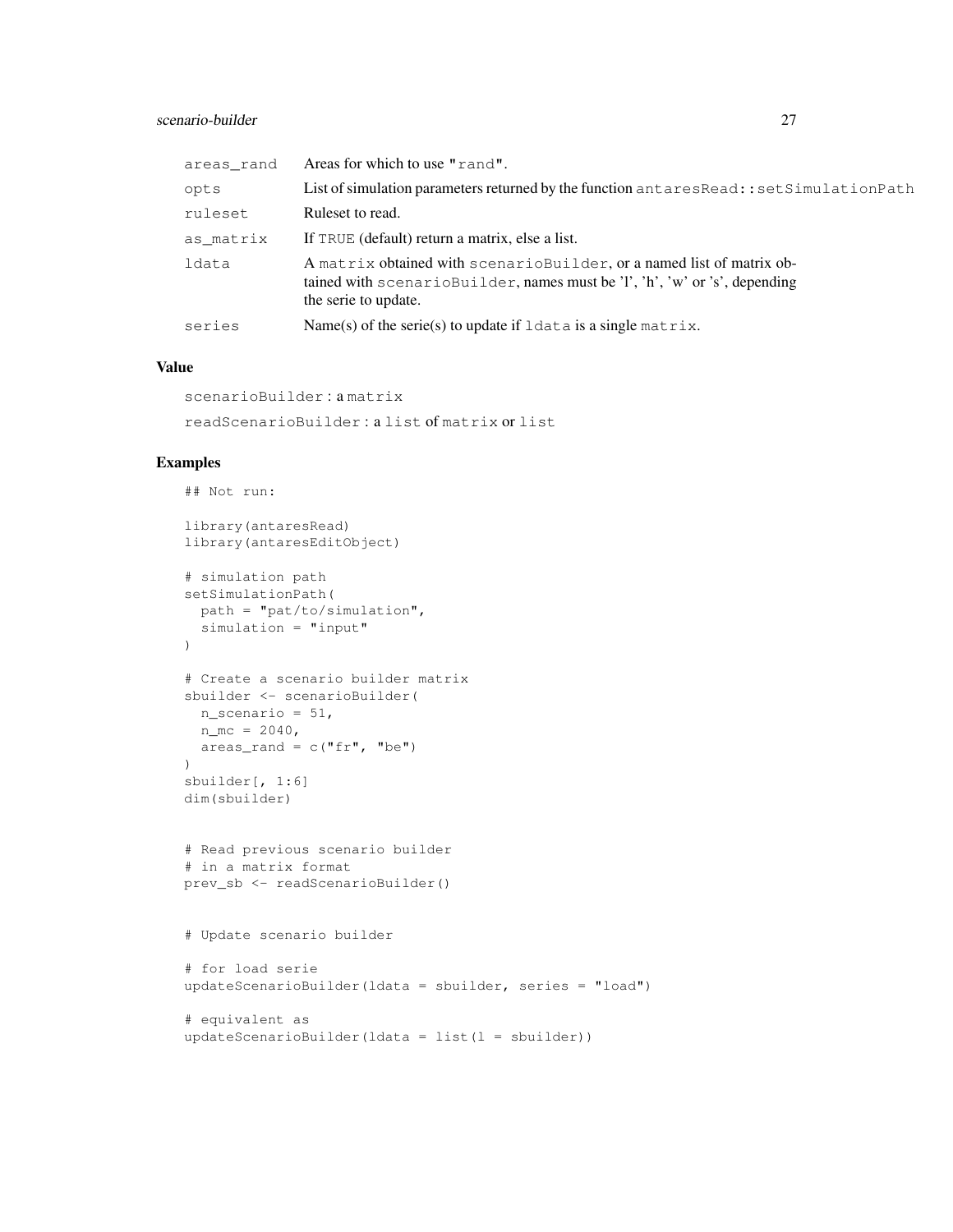| | |
|---|---|
| areas_rand | Areas for which to use "rand". |
| opts | List of simulation parameters returned by the function antaresRead::setSimulationPath |
| ruleset | Ruleset to read. |
| as_matrix | If TRUE (default) return a matrix, else a list. |
| ldata | A matrix obtained with scenarioBuilder, or a named list of matrix obtained with scenarioBuilder, names must be 'l', 'h', 'w' or 's', depending the serie to update. |
| series | Name(s) of the serie(s) to update if ldata is a single matrix. |

### Value

scenarioBuilder : a matrix

readScenarioBuilder : a list of matrix or list

### Examples

```
## Not run:

library(antaresRead)
library(antaresEditObject)

# simulation path
setSimulationPath(
  path = "pat/to/simulation",
  simulation = "input"
)

# Create a scenario builder matrix
sbuilder <- scenarioBuilder(
  n_scenario = 51,
  n_mc = 2040,
  areas_rand = c("fr", "be")
)
sbuilder[, 1:6]
dim(sbuilder)


# Read previous scenario builder
# in a matrix format
prev_sb <- readScenarioBuilder()


# Update scenario builder

# for load serie
updateScenarioBuilder(ldata = sbuilder, series = "load")

# equivalent as
updateScenarioBuilder(ldata = list(l = sbuilder))
```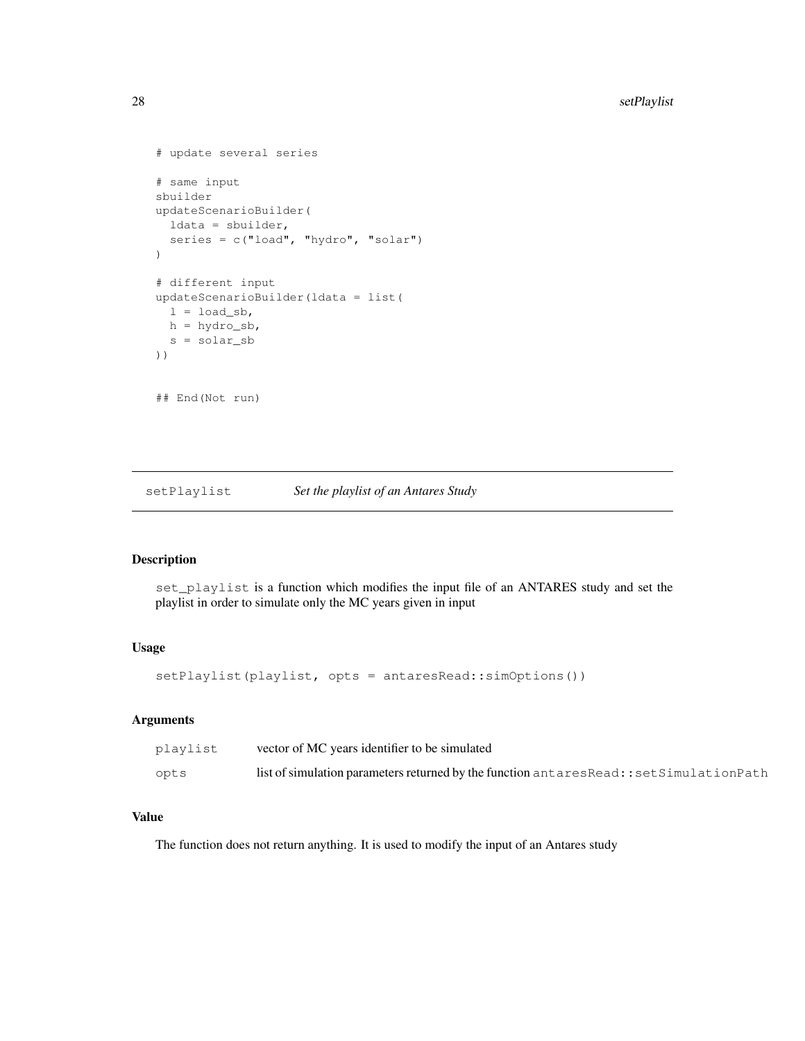```
# update several series

# same input
sbuilder
updateScenarioBuilder(
  ldata = sbuilder,
  series = c("load", "hydro", "solar")
)

# different input
updateScenarioBuilder(ldata = list(
  l = load_sb,
  h = hydro_sb,
  s = solar_sb
))


## End(Not run)
```

## setPlaylist — *Set the playlist of an Antares Study*

### Description

`set_playlist` is a function which modifies the input file of an ANTARES study and set the playlist in order to simulate only the MC years given in input

### Usage

```
setPlaylist(playlist, opts = antaresRead::simOptions())
```

### Arguments

| | |
|---|---|
| `playlist` | vector of MC years identifier to be simulated |
| `opts` | list of simulation parameters returned by the function `antaresRead::setSimulationPath` |

### Value

The function does not return anything. It is used to modify the input of an Antares study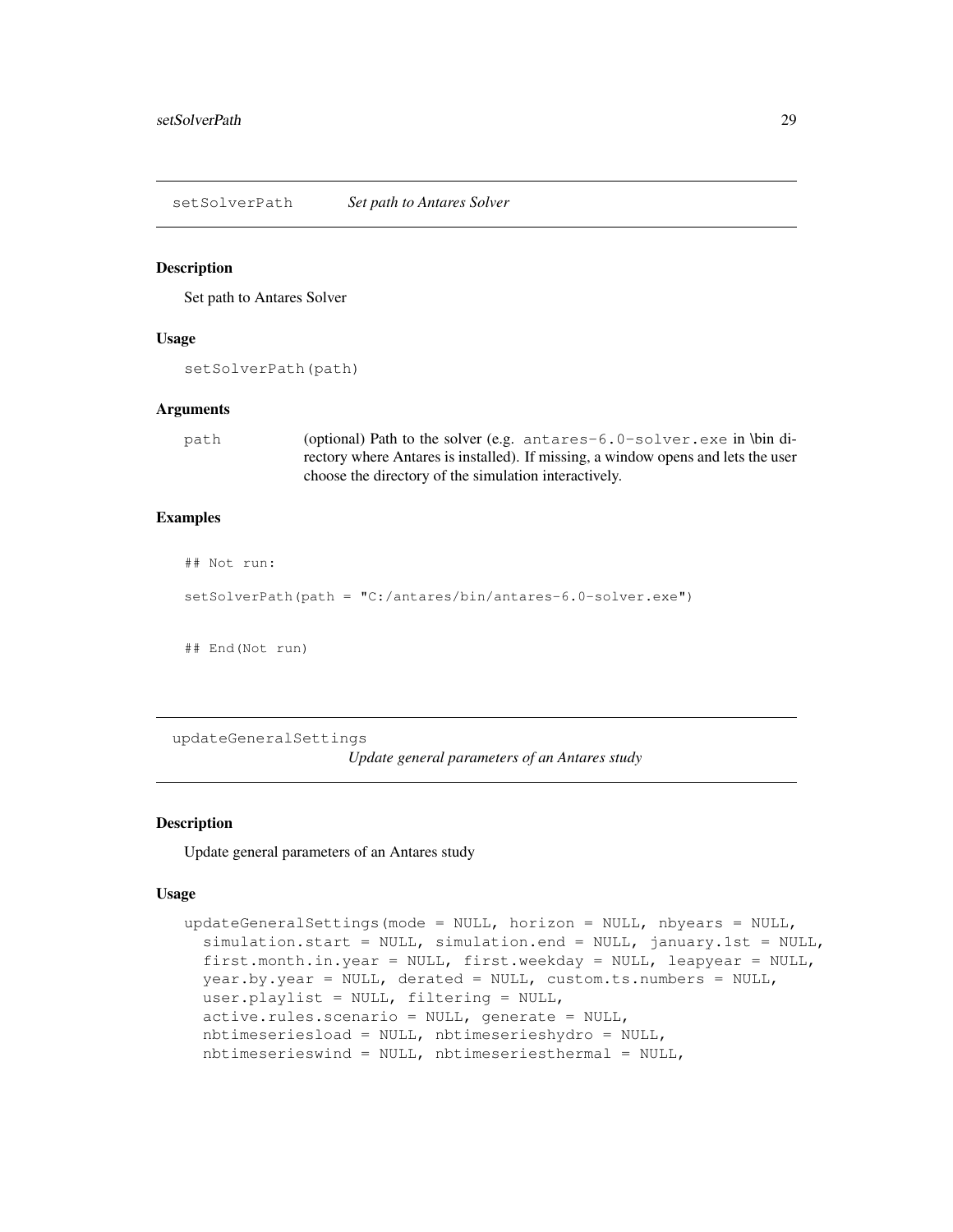## setSolverPath *Set path to Antares Solver*

### Description

Set path to Antares Solver

### Usage

```
setSolverPath(path)
```

### Arguments

| | |
|---|---|
| path | (optional) Path to the solver (e.g. `antares-6.0-solver.exe` in \bin directory where Antares is installed). If missing, a window opens and lets the user choose the directory of the simulation interactively. |

### Examples

```
## Not run:

setSolverPath(path = "C:/antares/bin/antares-6.0-solver.exe")


## End(Not run)
```

## updateGeneralSettings *Update general parameters of an Antares study*

### Description

Update general parameters of an Antares study

### Usage

```
updateGeneralSettings(mode = NULL, horizon = NULL, nbyears = NULL,
  simulation.start = NULL, simulation.end = NULL, january.1st = NULL,
  first.month.in.year = NULL, first.weekday = NULL, leapyear = NULL,
  year.by.year = NULL, derated = NULL, custom.ts.numbers = NULL,
  user.playlist = NULL, filtering = NULL,
  active.rules.scenario = NULL, generate = NULL,
  nbtimeseriesload = NULL, nbtimeserieshydro = NULL,
  nbtimeserieswind = NULL, nbtimeseriesthermal = NULL,
```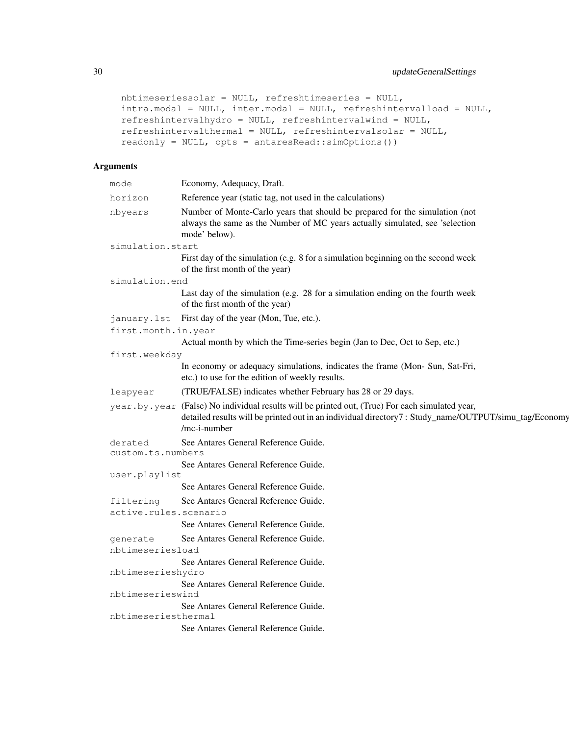```
  nbtimeseriessolar = NULL, refreshtimeseries = NULL,
  intra.modal = NULL, inter.modal = NULL, refreshintervalload = NULL,
  refreshintervalhydro = NULL, refreshintervalwind = NULL,
  refreshintervalthermal = NULL, refreshintervalsolar = NULL,
  readonly = NULL, opts = antaresRead::simOptions())
```

## Arguments

| | |
|---|---|
| `mode` | Economy, Adequacy, Draft. |
| `horizon` | Reference year (static tag, not used in the calculations) |
| `nbyears` | Number of Monte-Carlo years that should be prepared for the simulation (not always the same as the Number of MC years actually simulated, see 'selection mode' below). |
| `simulation.start` | First day of the simulation (e.g. 8 for a simulation beginning on the second week of the first month of the year) |
| `simulation.end` | Last day of the simulation (e.g. 28 for a simulation ending on the fourth week of the first month of the year) |
| `january.1st` | First day of the year (Mon, Tue, etc.). |
| `first.month.in.year` | Actual month by which the Time-series begin (Jan to Dec, Oct to Sep, etc.) |
| `first.weekday` | In economy or adequacy simulations, indicates the frame (Mon- Sun, Sat-Fri, etc.) to use for the edition of weekly results. |
| `leapyear` | (TRUE/FALSE) indicates whether February has 28 or 29 days. |
| `year.by.year` | (False) No individual results will be printed out, (True) For each simulated year, detailed results will be printed out in an individual directory7 : Study_name/OUTPUT/simu_tag/Economy /mc-i-number |
| `derated` | See Antares General Reference Guide. |
| `custom.ts.numbers` | See Antares General Reference Guide. |
| `user.playlist` | See Antares General Reference Guide. |
| `filtering` | See Antares General Reference Guide. |
| `active.rules.scenario` | See Antares General Reference Guide. |
| `generate` | See Antares General Reference Guide. |
| `nbtimeseriesload` | See Antares General Reference Guide. |
| `nbtimeserieshydro` | See Antares General Reference Guide. |
| `nbtimeserieswind` | See Antares General Reference Guide. |
| `nbtimeseriesthermal` | See Antares General Reference Guide. |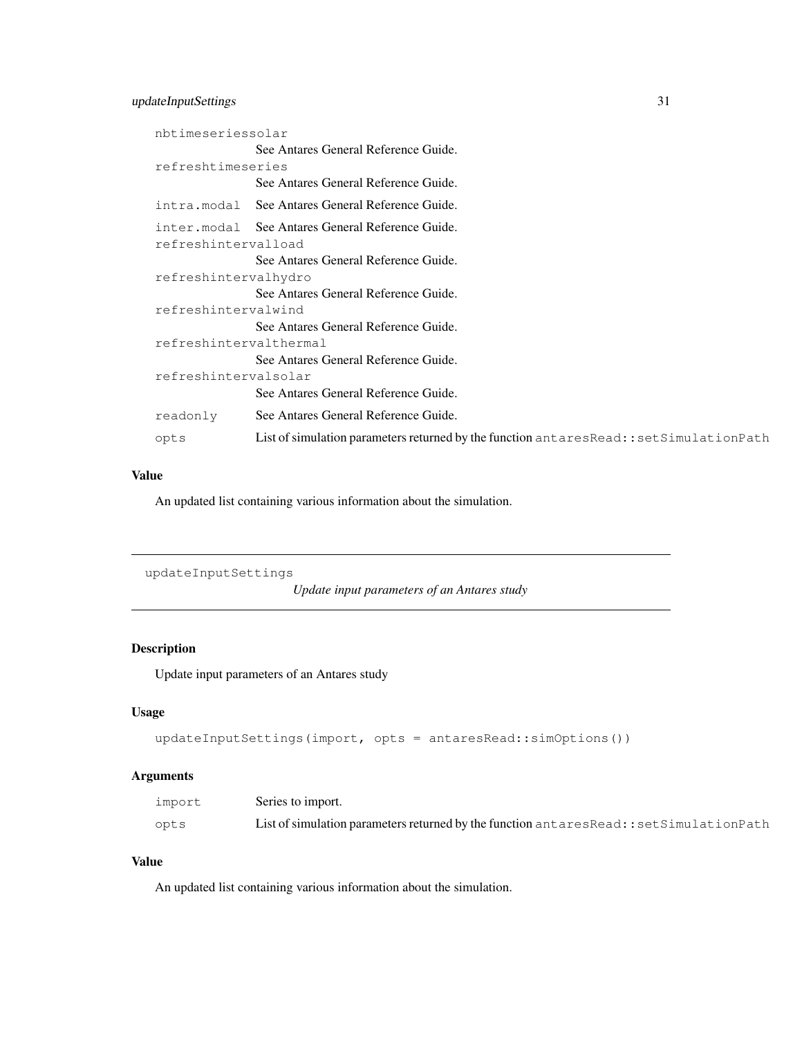| | |
|---|---|
| nbtimeseriessolar | See Antares General Reference Guide. |
| refreshtimeseries | See Antares General Reference Guide. |
| intra.modal | See Antares General Reference Guide. |
| inter.modal | See Antares General Reference Guide. |
| refreshintervalload | See Antares General Reference Guide. |
| refreshintervalhydro | See Antares General Reference Guide. |
| refreshintervalwind | See Antares General Reference Guide. |
| refreshintervalthermal | See Antares General Reference Guide. |
| refreshintervalsolar | See Antares General Reference Guide. |
| readonly | See Antares General Reference Guide. |
| opts | List of simulation parameters returned by the function `antaresRead::setSimulationPath` |

### Value

An updated list containing various information about the simulation.

---

## updateInputSettings

*Update input parameters of an Antares study*

---

### Description

Update input parameters of an Antares study

### Usage

```
updateInputSettings(import, opts = antaresRead::simOptions())
```

### Arguments

| | |
|---|---|
| import | Series to import. |
| opts | List of simulation parameters returned by the function `antaresRead::setSimulationPath` |

### Value

An updated list containing various information about the simulation.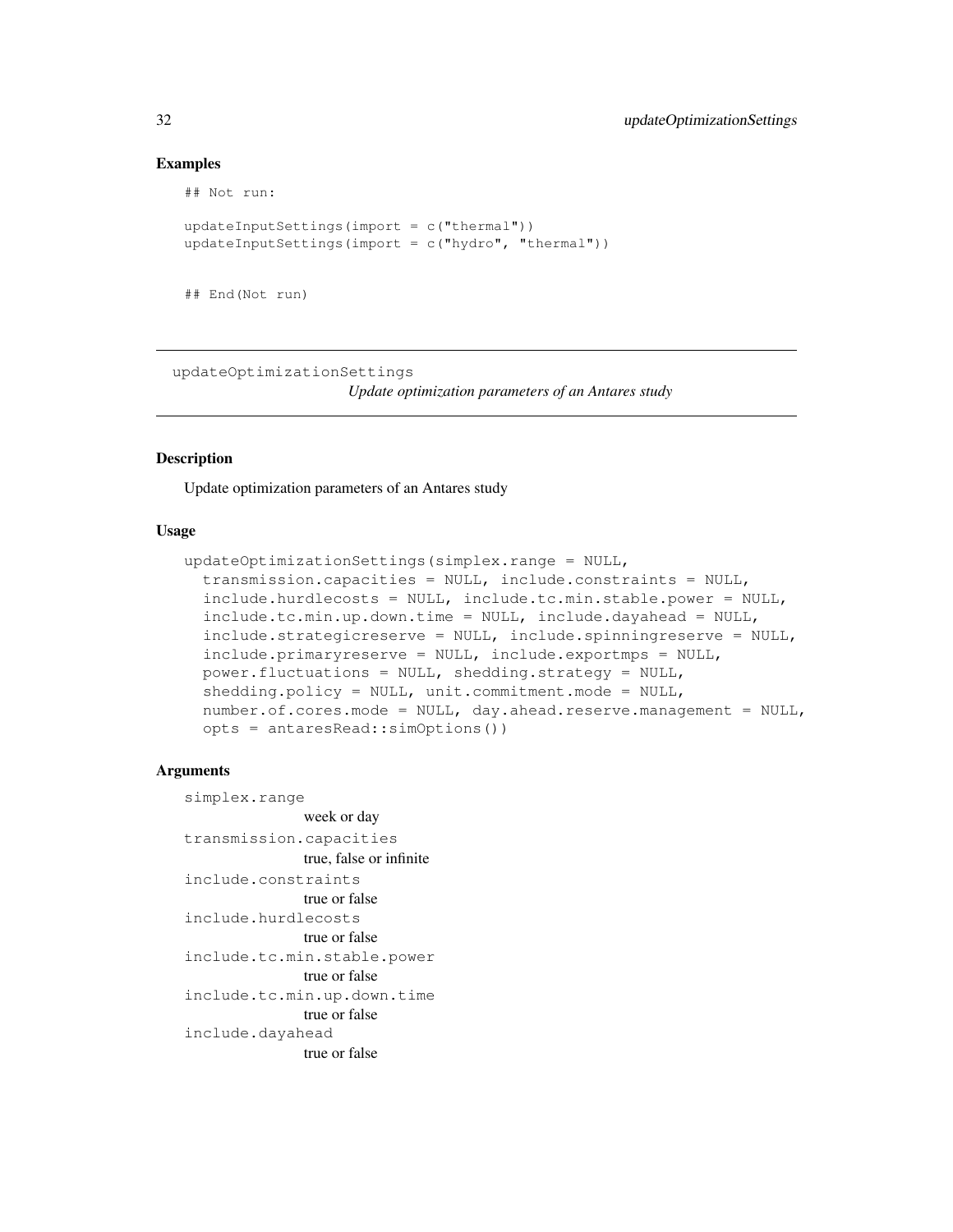## Examples

```
## Not run:

updateInputSettings(import = c("thermal"))
updateInputSettings(import = c("hydro", "thermal"))


## End(Not run)
```

---

`updateOptimizationSettings`

*Update optimization parameters of an Antares study*

---

### Description

Update optimization parameters of an Antares study

### Usage

```
updateOptimizationSettings(simplex.range = NULL,
  transmission.capacities = NULL, include.constraints = NULL,
  include.hurdlecosts = NULL, include.tc.min.stable.power = NULL,
  include.tc.min.up.down.time = NULL, include.dayahead = NULL,
  include.strategicreserve = NULL, include.spinningreserve = NULL,
  include.primaryreserve = NULL, include.exportmps = NULL,
  power.fluctuations = NULL, shedding.strategy = NULL,
  shedding.policy = NULL, unit.commitment.mode = NULL,
  number.of.cores.mode = NULL, day.ahead.reserve.management = NULL,
  opts = antaresRead::simOptions())
```

### Arguments

`simplex.range`
: week or day

`transmission.capacities`
: true, false or infinite

`include.constraints`
: true or false

`include.hurdlecosts`
: true or false

`include.tc.min.stable.power`
: true or false

`include.tc.min.up.down.time`
: true or false

`include.dayahead`
: true or false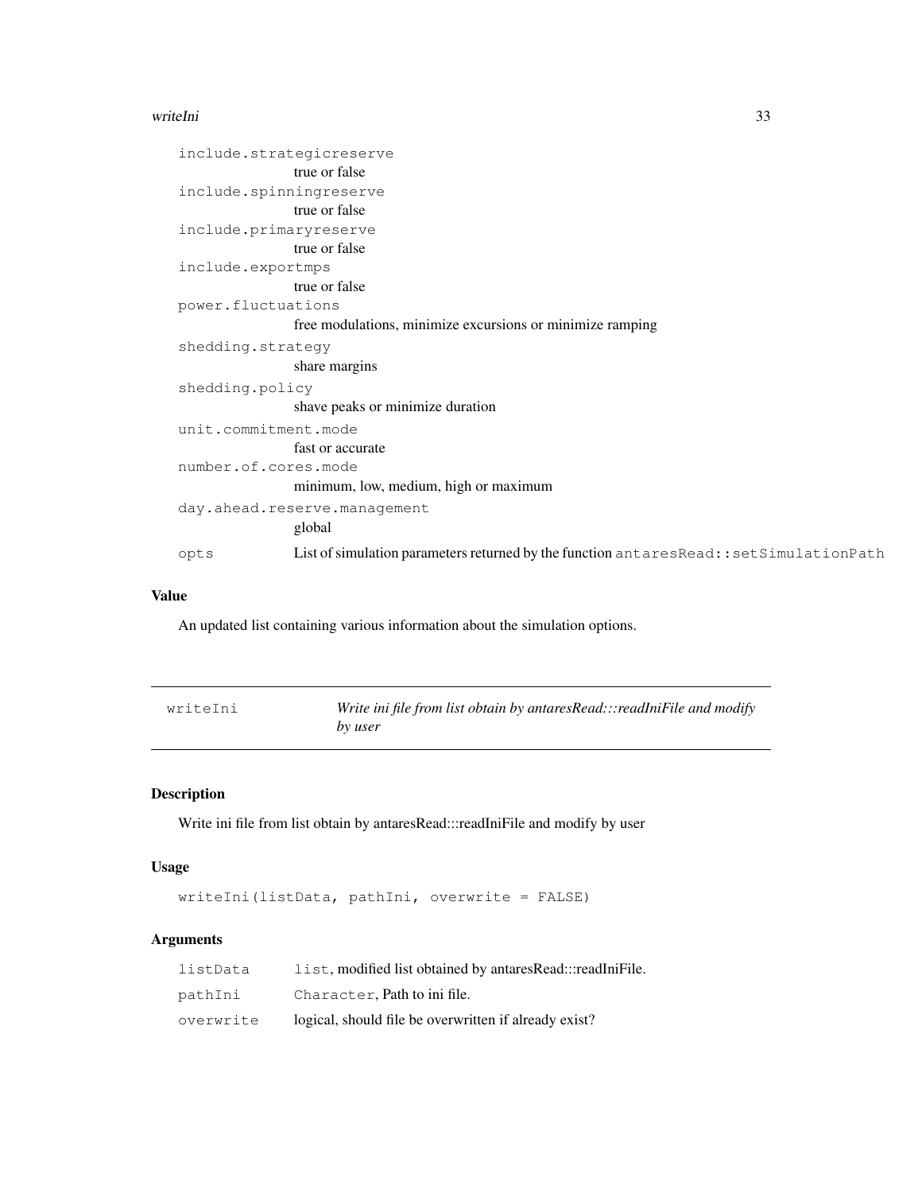| | |
|---|---|
| `include.strategicreserve` | true or false |
| `include.spinningreserve` | true or false |
| `include.primaryreserve` | true or false |
| `include.exportmps` | true or false |
| `power.fluctuations` | free modulations, minimize excursions or minimize ramping |
| `shedding.strategy` | share margins |
| `shedding.policy` | shave peaks or minimize duration |
| `unit.commitment.mode` | fast or accurate |
| `number.of.cores.mode` | minimum, low, medium, high or maximum |
| `day.ahead.reserve.management` | global |
| `opts` | List of simulation parameters returned by the function `antaresRead::setSimulationPath` |

### Value

An updated list containing various information about the simulation options.

---

## writeIni — *Write ini file from list obtain by antaresRead:::readIniFile and modify by user*

### Description

Write ini file from list obtain by antaresRead:::readIniFile and modify by user

### Usage

```
writeIni(listData, pathIni, overwrite = FALSE)
```

### Arguments

| | |
|---|---|
| `listData` | `list`, modified list obtained by antaresRead:::readIniFile. |
| `pathIni` | `Character`, Path to ini file. |
| `overwrite` | logical, should file be overwritten if already exist? |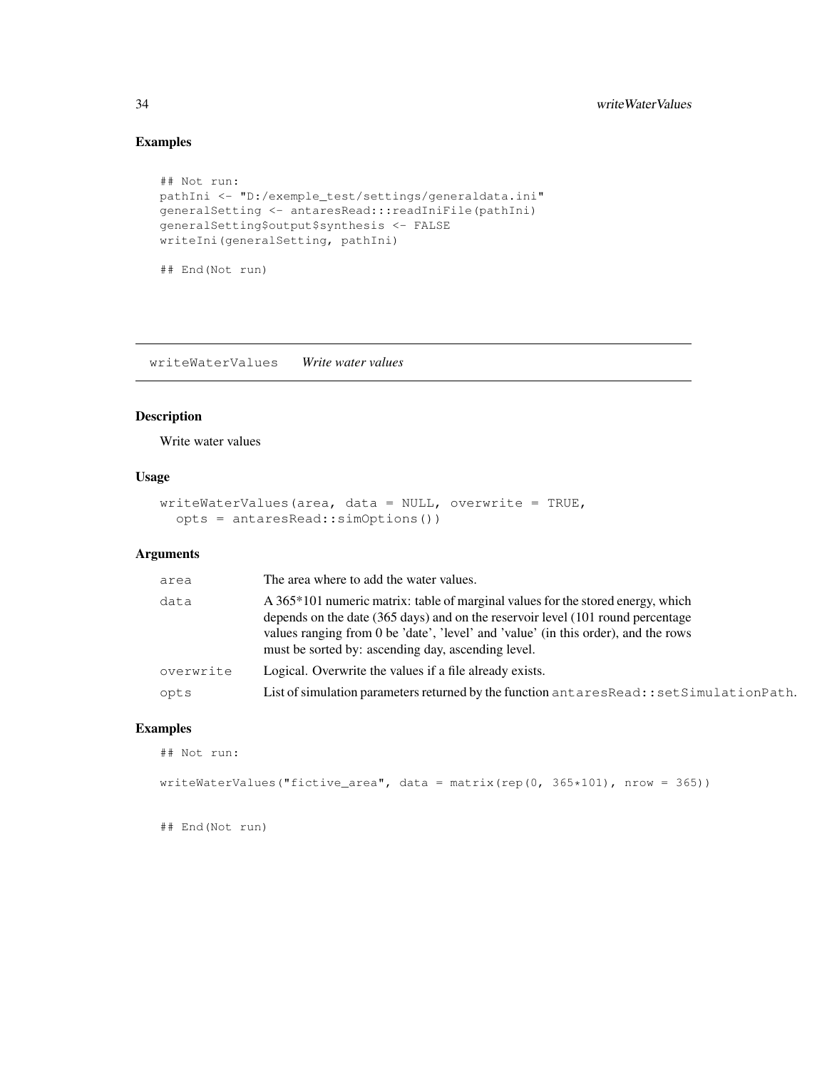## Examples

```
## Not run:
pathIni <- "D:/exemple_test/settings/generaldata.ini"
generalSetting <- antaresRead:::readIniFile(pathIni)
generalSetting$output$synthesis <- FALSE
writeIni(generalSetting, pathIni)

## End(Not run)
```

# writeWaterValues *Write water values*

## Description

Write water values

## Usage

```
writeWaterValues(area, data = NULL, overwrite = TRUE,
  opts = antaresRead::simOptions())
```

## Arguments

| | |
|---|---|
| area | The area where to add the water values. |
| data | A 365*101 numeric matrix: table of marginal values for the stored energy, which depends on the date (365 days) and on the reservoir level (101 round percentage values ranging from 0 be 'date', 'level' and 'value' (in this order), and the rows must be sorted by: ascending day, ascending level. |
| overwrite | Logical. Overwrite the values if a file already exists. |
| opts | List of simulation parameters returned by the function `antaresRead::setSimulationPath`. |

## Examples

```
## Not run:

writeWaterValues("fictive_area", data = matrix(rep(0, 365*101), nrow = 365))


## End(Not run)
```